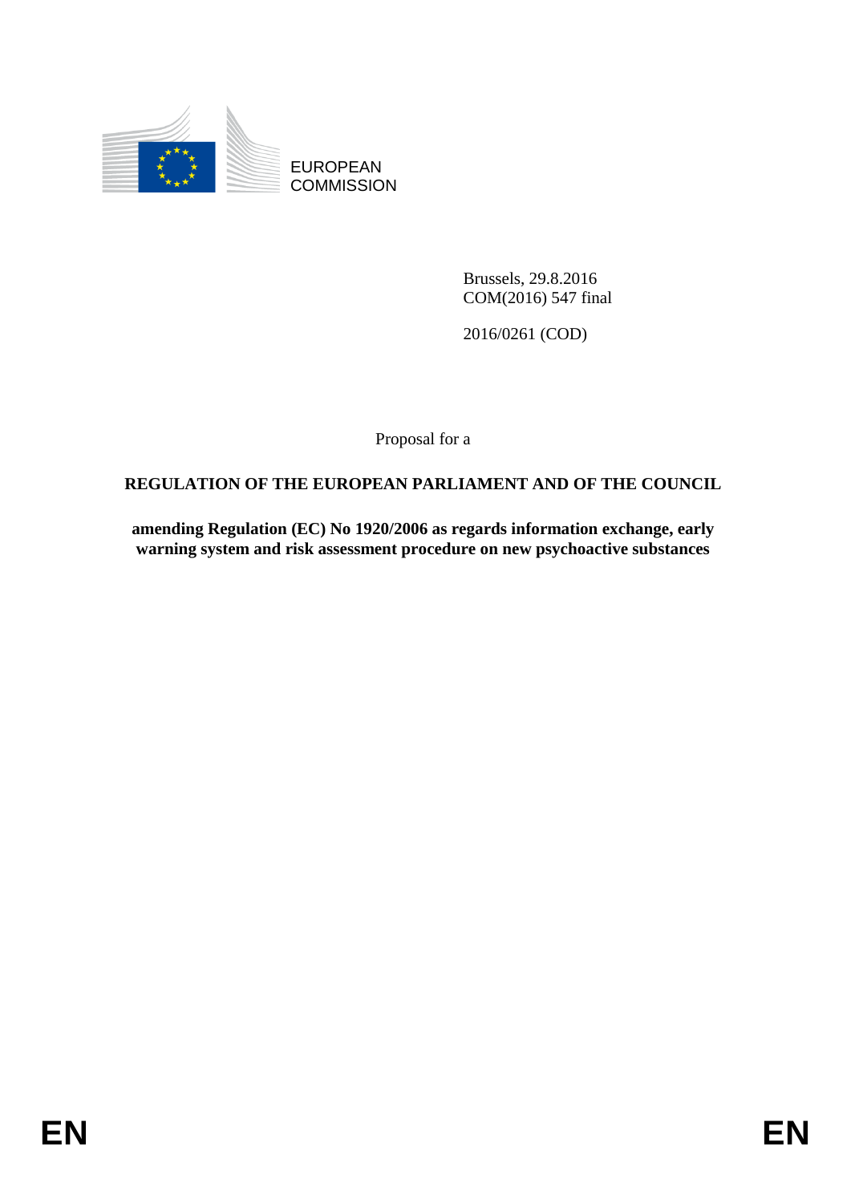EUROPEAN COMMISSION

Brussels, 29.8.2016
COM(2016) 547 final

2016/0261 (COD)

Proposal for a

**REGULATION OF THE EUROPEAN PARLIAMENT AND OF THE COUNCIL**

**amending Regulation (EC) No 1920/2006 as regards information exchange, early warning system and risk assessment procedure on new psychoactive substances**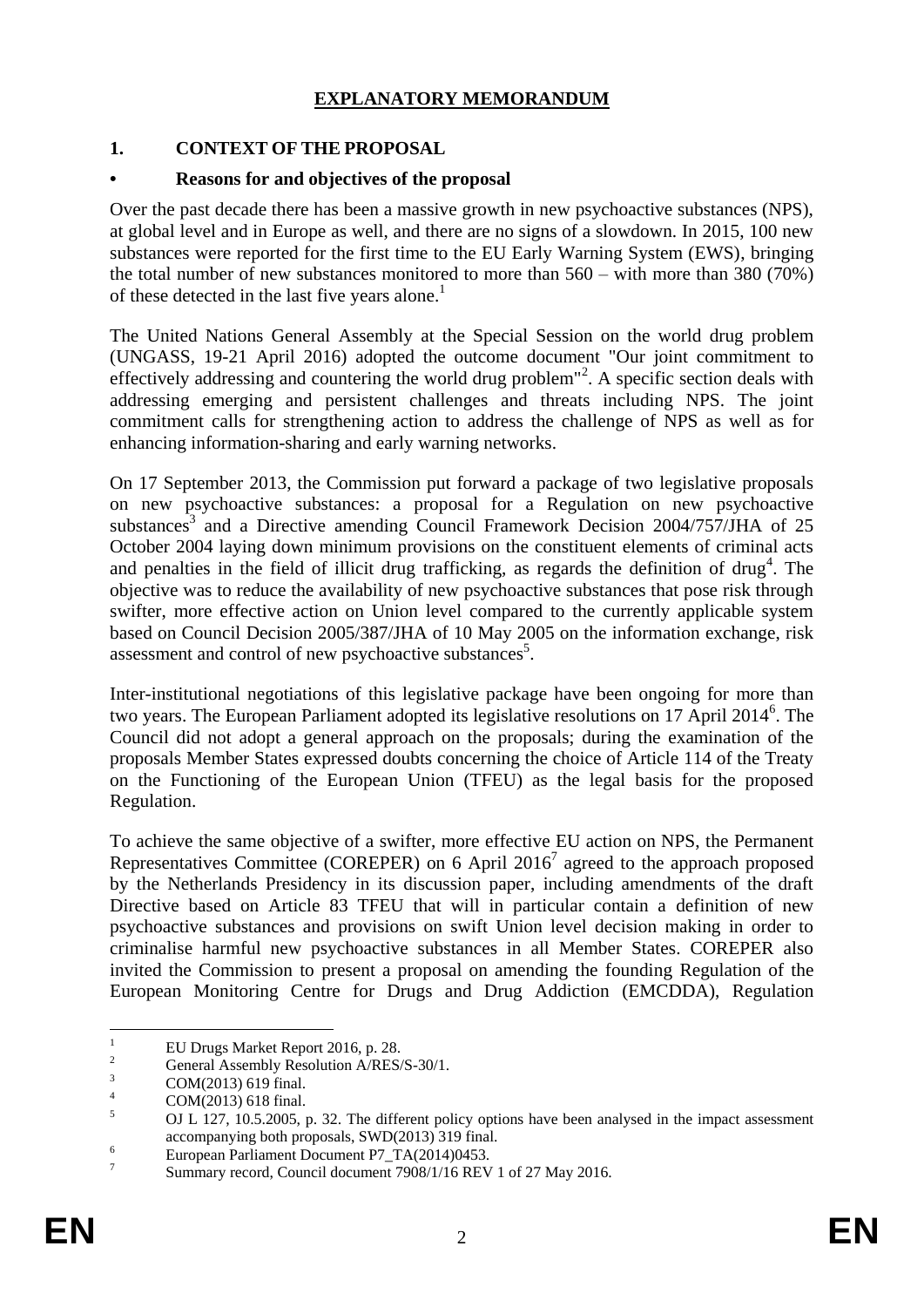# EXPLANATORY MEMORANDUM

## 1. CONTEXT OF THE PROPOSAL

### • Reasons for and objectives of the proposal

Over the past decade there has been a massive growth in new psychoactive substances (NPS), at global level and in Europe as well, and there are no signs of a slowdown. In 2015, 100 new substances were reported for the first time to the EU Early Warning System (EWS), bringing the total number of new substances monitored to more than 560 – with more than 380 (70%) of these detected in the last five years alone.[1]

The United Nations General Assembly at the Special Session on the world drug problem (UNGASS, 19-21 April 2016) adopted the outcome document "Our joint commitment to effectively addressing and countering the world drug problem"[2]. A specific section deals with addressing emerging and persistent challenges and threats including NPS. The joint commitment calls for strengthening action to address the challenge of NPS as well as for enhancing information-sharing and early warning networks.

On 17 September 2013, the Commission put forward a package of two legislative proposals on new psychoactive substances: a proposal for a Regulation on new psychoactive substances[3] and a Directive amending Council Framework Decision 2004/757/JHA of 25 October 2004 laying down minimum provisions on the constituent elements of criminal acts and penalties in the field of illicit drug trafficking, as regards the definition of drug[4]. The objective was to reduce the availability of new psychoactive substances that pose risk through swifter, more effective action on Union level compared to the currently applicable system based on Council Decision 2005/387/JHA of 10 May 2005 on the information exchange, risk assessment and control of new psychoactive substances[5].

Inter-institutional negotiations of this legislative package have been ongoing for more than two years. The European Parliament adopted its legislative resolutions on 17 April 2014[6]. The Council did not adopt a general approach on the proposals; during the examination of the proposals Member States expressed doubts concerning the choice of Article 114 of the Treaty on the Functioning of the European Union (TFEU) as the legal basis for the proposed Regulation.

To achieve the same objective of a swifter, more effective EU action on NPS, the Permanent Representatives Committee (COREPER) on 6 April 2016[7] agreed to the approach proposed by the Netherlands Presidency in its discussion paper, including amendments of the draft Directive based on Article 83 TFEU that will in particular contain a definition of new psychoactive substances and provisions on swift Union level decision making in order to criminalise harmful new psychoactive substances in all Member States. COREPER also invited the Commission to present a proposal on amending the founding Regulation of the European Monitoring Centre for Drugs and Drug Addiction (EMCDDA), Regulation

---

[1] EU Drugs Market Report 2016, p. 28.

[2] General Assembly Resolution A/RES/S-30/1.

[3] COM(2013) 619 final.

[4] COM(2013) 618 final.

[5] OJ L 127, 10.5.2005, p. 32. The different policy options have been analysed in the impact assessment accompanying both proposals, SWD(2013) 319 final.

[6] European Parliament Document P7_TA(2014)0453.

[7] Summary record, Council document 7908/1/16 REV 1 of 27 May 2016.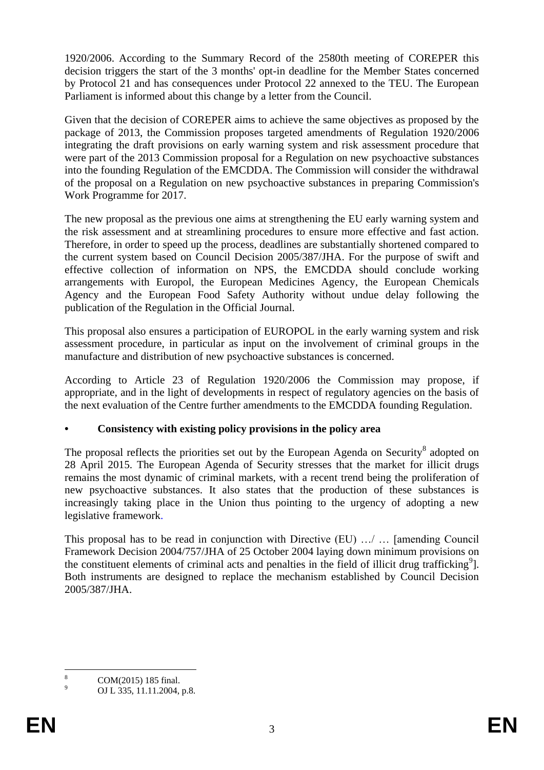1920/2006. According to the Summary Record of the 2580th meeting of COREPER this decision triggers the start of the 3 months' opt-in deadline for the Member States concerned by Protocol 21 and has consequences under Protocol 22 annexed to the TEU. The European Parliament is informed about this change by a letter from the Council.

Given that the decision of COREPER aims to achieve the same objectives as proposed by the package of 2013, the Commission proposes targeted amendments of Regulation 1920/2006 integrating the draft provisions on early warning system and risk assessment procedure that were part of the 2013 Commission proposal for a Regulation on new psychoactive substances into the founding Regulation of the EMCDDA. The Commission will consider the withdrawal of the proposal on a Regulation on new psychoactive substances in preparing Commission's Work Programme for 2017.

The new proposal as the previous one aims at strengthening the EU early warning system and the risk assessment and at streamlining procedures to ensure more effective and fast action. Therefore, in order to speed up the process, deadlines are substantially shortened compared to the current system based on Council Decision 2005/387/JHA. For the purpose of swift and effective collection of information on NPS, the EMCDDA should conclude working arrangements with Europol, the European Medicines Agency, the European Chemicals Agency and the European Food Safety Authority without undue delay following the publication of the Regulation in the Official Journal.

This proposal also ensures a participation of EUROPOL in the early warning system and risk assessment procedure, in particular as input on the involvement of criminal groups in the manufacture and distribution of new psychoactive substances is concerned.

According to Article 23 of Regulation 1920/2006 the Commission may propose, if appropriate, and in the light of developments in respect of regulatory agencies on the basis of the next evaluation of the Centre further amendments to the EMCDDA founding Regulation.

- **Consistency with existing policy provisions in the policy area**

The proposal reflects the priorities set out by the European Agenda on Security[8] adopted on 28 April 2015. The European Agenda of Security stresses that the market for illicit drugs remains the most dynamic of criminal markets, with a recent trend being the proliferation of new psychoactive substances. It also states that the production of these substances is increasingly taking place in the Union thus pointing to the urgency of adopting a new legislative framework.

This proposal has to be read in conjunction with Directive (EU) …/ … [amending Council Framework Decision 2004/757/JHA of 25 October 2004 laying down minimum provisions on the constituent elements of criminal acts and penalties in the field of illicit drug trafficking[9]]. Both instruments are designed to replace the mechanism established by Council Decision 2005/387/JHA.

---

[8] COM(2015) 185 final.

[9] OJ L 335, 11.11.2004, p.8.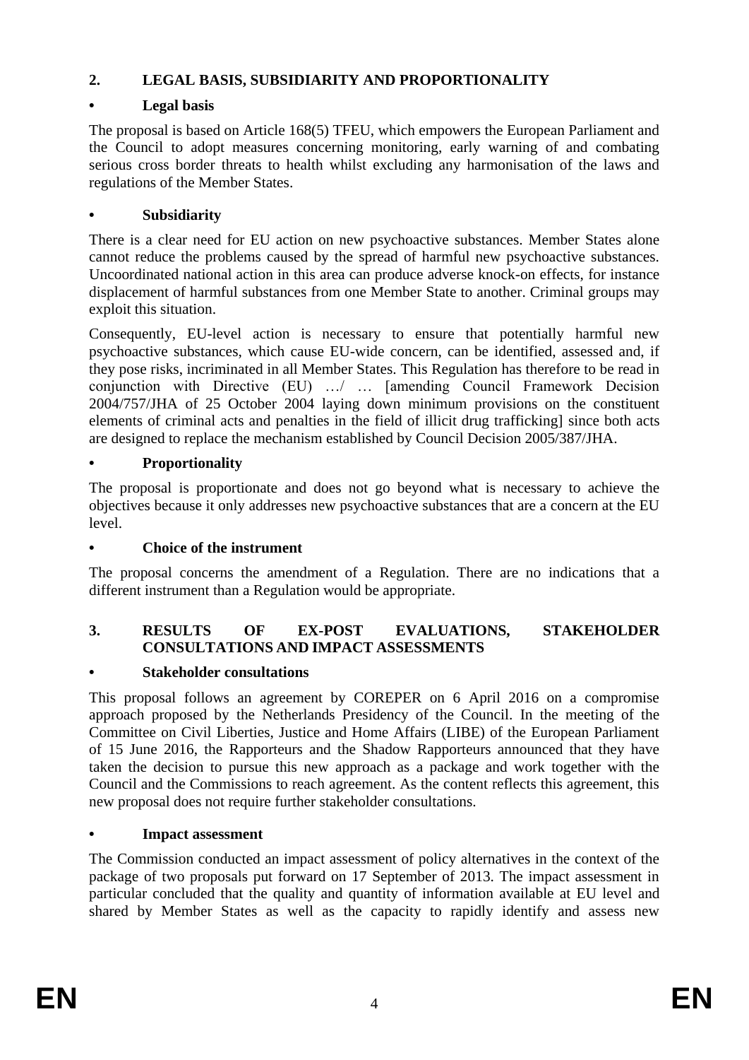## 2. LEGAL BASIS, SUBSIDIARITY AND PROPORTIONALITY

### • Legal basis

The proposal is based on Article 168(5) TFEU, which empowers the European Parliament and the Council to adopt measures concerning monitoring, early warning of and combating serious cross border threats to health whilst excluding any harmonisation of the laws and regulations of the Member States.

### • Subsidiarity

There is a clear need for EU action on new psychoactive substances. Member States alone cannot reduce the problems caused by the spread of harmful new psychoactive substances. Uncoordinated national action in this area can produce adverse knock-on effects, for instance displacement of harmful substances from one Member State to another. Criminal groups may exploit this situation.

Consequently, EU-level action is necessary to ensure that potentially harmful new psychoactive substances, which cause EU-wide concern, can be identified, assessed and, if they pose risks, incriminated in all Member States. This Regulation has therefore to be read in conjunction with Directive (EU) …/ … [amending Council Framework Decision 2004/757/JHA of 25 October 2004 laying down minimum provisions on the constituent elements of criminal acts and penalties in the field of illicit drug trafficking] since both acts are designed to replace the mechanism established by Council Decision 2005/387/JHA.

### • Proportionality

The proposal is proportionate and does not go beyond what is necessary to achieve the objectives because it only addresses new psychoactive substances that are a concern at the EU level.

### • Choice of the instrument

The proposal concerns the amendment of a Regulation. There are no indications that a different instrument than a Regulation would be appropriate.

## 3. RESULTS OF EX-POST EVALUATIONS, STAKEHOLDER CONSULTATIONS AND IMPACT ASSESSMENTS

### • Stakeholder consultations

This proposal follows an agreement by COREPER on 6 April 2016 on a compromise approach proposed by the Netherlands Presidency of the Council. In the meeting of the Committee on Civil Liberties, Justice and Home Affairs (LIBE) of the European Parliament of 15 June 2016, the Rapporteurs and the Shadow Rapporteurs announced that they have taken the decision to pursue this new approach as a package and work together with the Council and the Commissions to reach agreement. As the content reflects this agreement, this new proposal does not require further stakeholder consultations.

### • Impact assessment

The Commission conducted an impact assessment of policy alternatives in the context of the package of two proposals put forward on 17 September of 2013. The impact assessment in particular concluded that the quality and quantity of information available at EU level and shared by Member States as well as the capacity to rapidly identify and assess new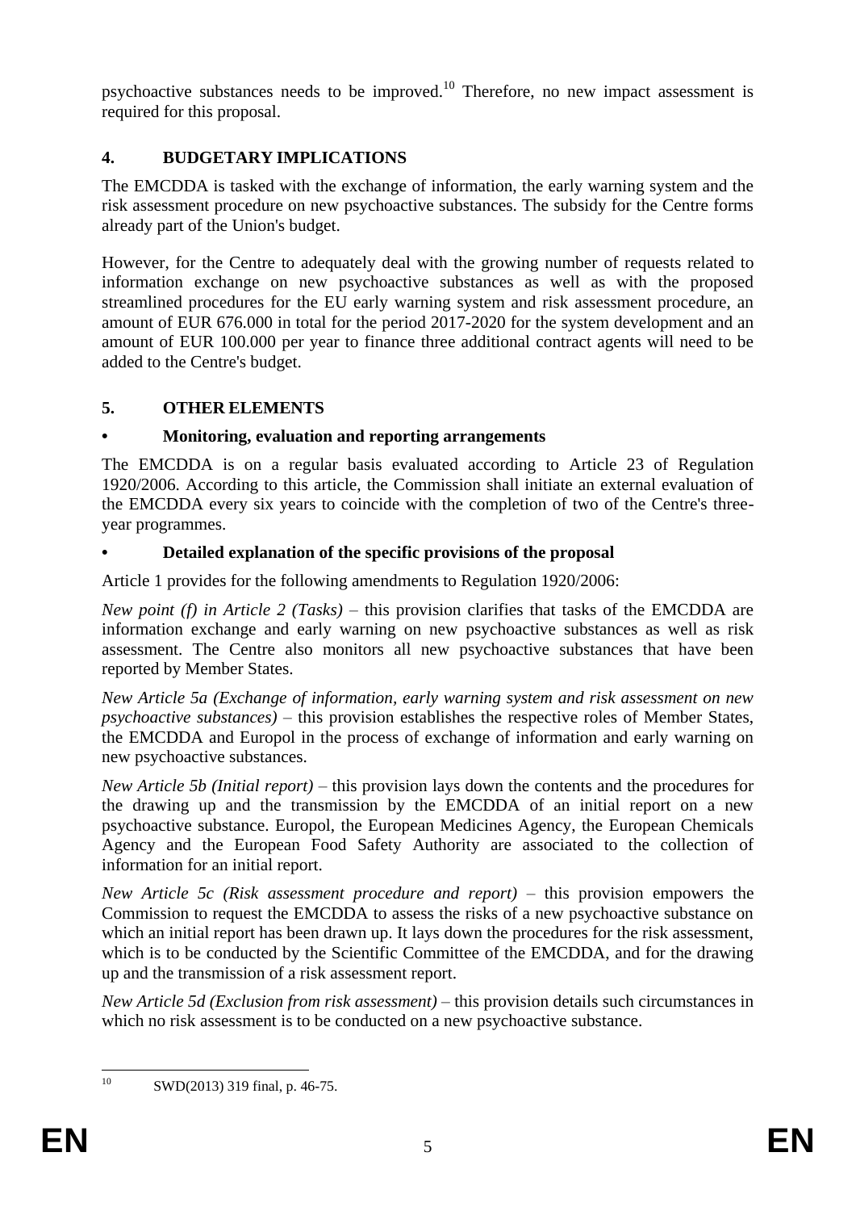psychoactive substances needs to be improved.[10] Therefore, no new impact assessment is required for this proposal.

## 4. BUDGETARY IMPLICATIONS

The EMCDDA is tasked with the exchange of information, the early warning system and the risk assessment procedure on new psychoactive substances. The subsidy for the Centre forms already part of the Union's budget.

However, for the Centre to adequately deal with the growing number of requests related to information exchange on new psychoactive substances as well as with the proposed streamlined procedures for the EU early warning system and risk assessment procedure, an amount of EUR 676.000 in total for the period 2017-2020 for the system development and an amount of EUR 100.000 per year to finance three additional contract agents will need to be added to the Centre's budget.

## 5. OTHER ELEMENTS

### • Monitoring, evaluation and reporting arrangements

The EMCDDA is on a regular basis evaluated according to Article 23 of Regulation 1920/2006. According to this article, the Commission shall initiate an external evaluation of the EMCDDA every six years to coincide with the completion of two of the Centre's three-year programmes.

### • Detailed explanation of the specific provisions of the proposal

Article 1 provides for the following amendments to Regulation 1920/2006:

*New point (f) in Article 2 (Tasks)* – this provision clarifies that tasks of the EMCDDA are information exchange and early warning on new psychoactive substances as well as risk assessment. The Centre also monitors all new psychoactive substances that have been reported by Member States.

*New Article 5a (Exchange of information, early warning system and risk assessment on new psychoactive substances)* – this provision establishes the respective roles of Member States, the EMCDDA and Europol in the process of exchange of information and early warning on new psychoactive substances.

*New Article 5b (Initial report)* – this provision lays down the contents and the procedures for the drawing up and the transmission by the EMCDDA of an initial report on a new psychoactive substance. Europol, the European Medicines Agency, the European Chemicals Agency and the European Food Safety Authority are associated to the collection of information for an initial report.

*New Article 5c (Risk assessment procedure and report)* – this provision empowers the Commission to request the EMCDDA to assess the risks of a new psychoactive substance on which an initial report has been drawn up. It lays down the procedures for the risk assessment, which is to be conducted by the Scientific Committee of the EMCDDA, and for the drawing up and the transmission of a risk assessment report.

*New Article 5d (Exclusion from risk assessment)* – this provision details such circumstances in which no risk assessment is to be conducted on a new psychoactive substance.

---

[10] SWD(2013) 319 final, p. 46-75.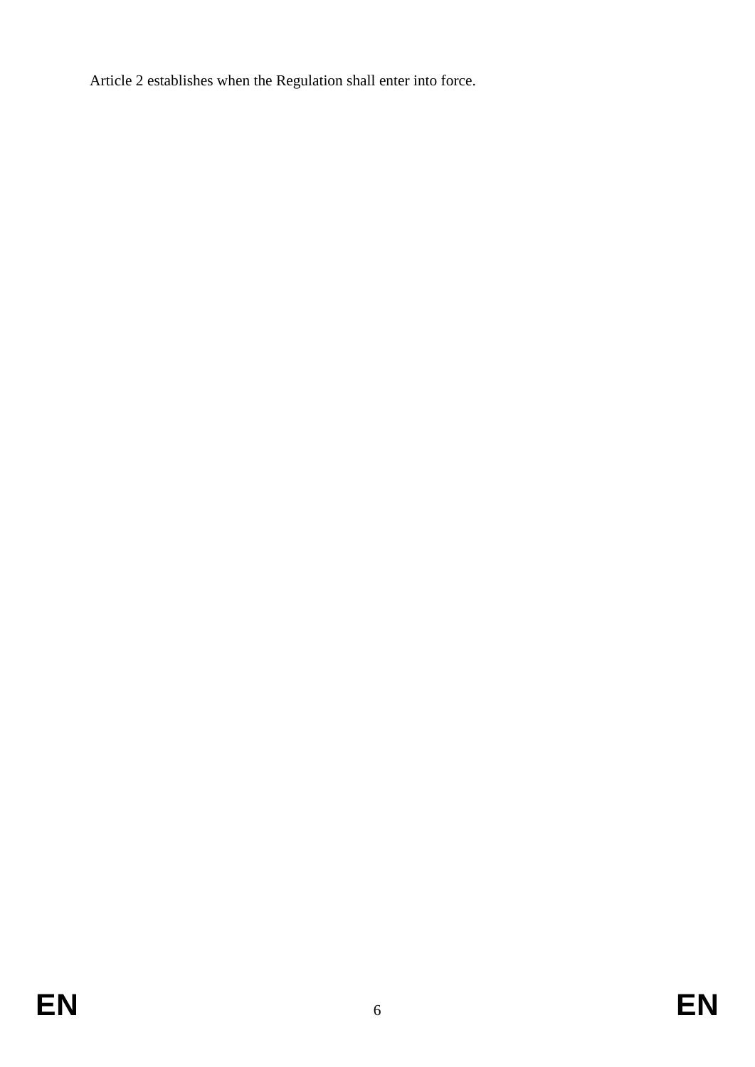Article 2 establishes when the Regulation shall enter into force.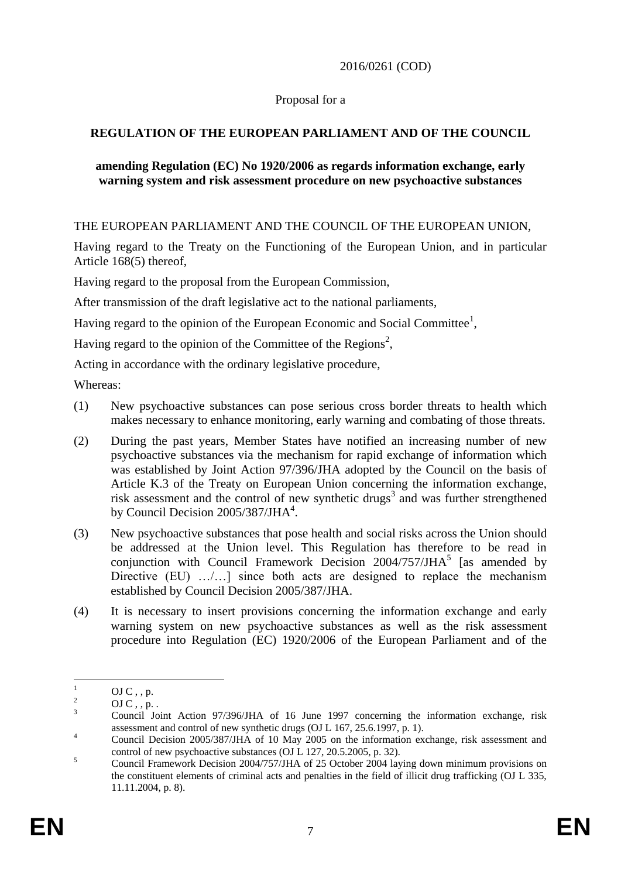2016/0261 (COD)

Proposal for a

**REGULATION OF THE EUROPEAN PARLIAMENT AND OF THE COUNCIL**

**amending Regulation (EC) No 1920/2006 as regards information exchange, early warning system and risk assessment procedure on new psychoactive substances**

THE EUROPEAN PARLIAMENT AND THE COUNCIL OF THE EUROPEAN UNION,

Having regard to the Treaty on the Functioning of the European Union, and in particular Article 168(5) thereof,

Having regard to the proposal from the European Commission,

After transmission of the draft legislative act to the national parliaments,

Having regard to the opinion of the European Economic and Social Committee[1],

Having regard to the opinion of the Committee of the Regions[2],

Acting in accordance with the ordinary legislative procedure,

Whereas:

(1) New psychoactive substances can pose serious cross border threats to health which makes necessary to enhance monitoring, early warning and combating of those threats.

(2) During the past years, Member States have notified an increasing number of new psychoactive substances via the mechanism for rapid exchange of information which was established by Joint Action 97/396/JHA adopted by the Council on the basis of Article K.3 of the Treaty on European Union concerning the information exchange, risk assessment and the control of new synthetic drugs[3] and was further strengthened by Council Decision 2005/387/JHA[4].

(3) New psychoactive substances that pose health and social risks across the Union should be addressed at the Union level. This Regulation has therefore to be read in conjunction with Council Framework Decision 2004/757/JHA[5] [as amended by Directive (EU) …/…] since both acts are designed to replace the mechanism established by Council Decision 2005/387/JHA.

(4) It is necessary to insert provisions concerning the information exchange and early warning system on new psychoactive substances as well as the risk assessment procedure into Regulation (EC) 1920/2006 of the European Parliament and of the

---

[1] OJ C , , p.

[2] OJ C , , p. .

[3] Council Joint Action 97/396/JHA of 16 June 1997 concerning the information exchange, risk assessment and control of new synthetic drugs (OJ L 167, 25.6.1997, p. 1).

[4] Council Decision 2005/387/JHA of 10 May 2005 on the information exchange, risk assessment and control of new psychoactive substances (OJ L 127, 20.5.2005, p. 32).

[5] Council Framework Decision 2004/757/JHA of 25 October 2004 laying down minimum provisions on the constituent elements of criminal acts and penalties in the field of illicit drug trafficking (OJ L 335, 11.11.2004, p. 8).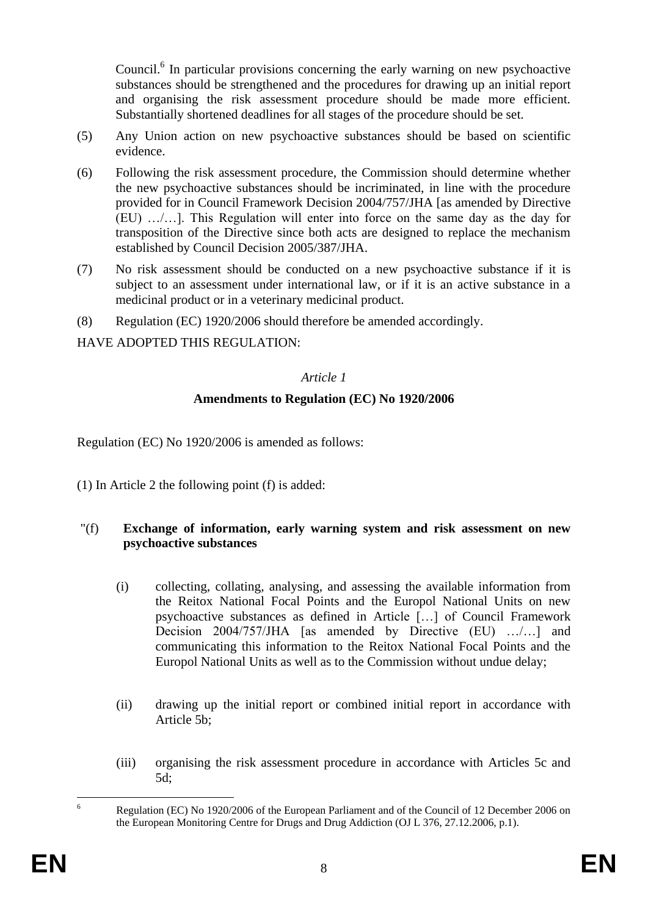Council.[6] In particular provisions concerning the early warning on new psychoactive substances should be strengthened and the procedures for drawing up an initial report and organising the risk assessment procedure should be made more efficient. Substantially shortened deadlines for all stages of the procedure should be set.

(5) Any Union action on new psychoactive substances should be based on scientific evidence.

(6) Following the risk assessment procedure, the Commission should determine whether the new psychoactive substances should be incriminated, in line with the procedure provided for in Council Framework Decision 2004/757/JHA [as amended by Directive (EU) …/…]. This Regulation will enter into force on the same day as the day for transposition of the Directive since both acts are designed to replace the mechanism established by Council Decision 2005/387/JHA.

(7) No risk assessment should be conducted on a new psychoactive substance if it is subject to an assessment under international law, or if it is an active substance in a medicinal product or in a veterinary medicinal product.

(8) Regulation (EC) 1920/2006 should therefore be amended accordingly.

HAVE ADOPTED THIS REGULATION:

*Article 1*

**Amendments to Regulation (EC) No 1920/2006**

Regulation (EC) No 1920/2006 is amended as follows:

(1) In Article 2 the following point (f) is added:

"(f) **Exchange of information, early warning system and risk assessment on new psychoactive substances**

(i) collecting, collating, analysing, and assessing the available information from the Reitox National Focal Points and the Europol National Units on new psychoactive substances as defined in Article […] of Council Framework Decision 2004/757/JHA [as amended by Directive (EU) …/…] and communicating this information to the Reitox National Focal Points and the Europol National Units as well as to the Commission without undue delay;

(ii) drawing up the initial report or combined initial report in accordance with Article 5b;

(iii) organising the risk assessment procedure in accordance with Articles 5c and 5d;

---

[6] Regulation (EC) No 1920/2006 of the European Parliament and of the Council of 12 December 2006 on the European Monitoring Centre for Drugs and Drug Addiction (OJ L 376, 27.12.2006, p.1).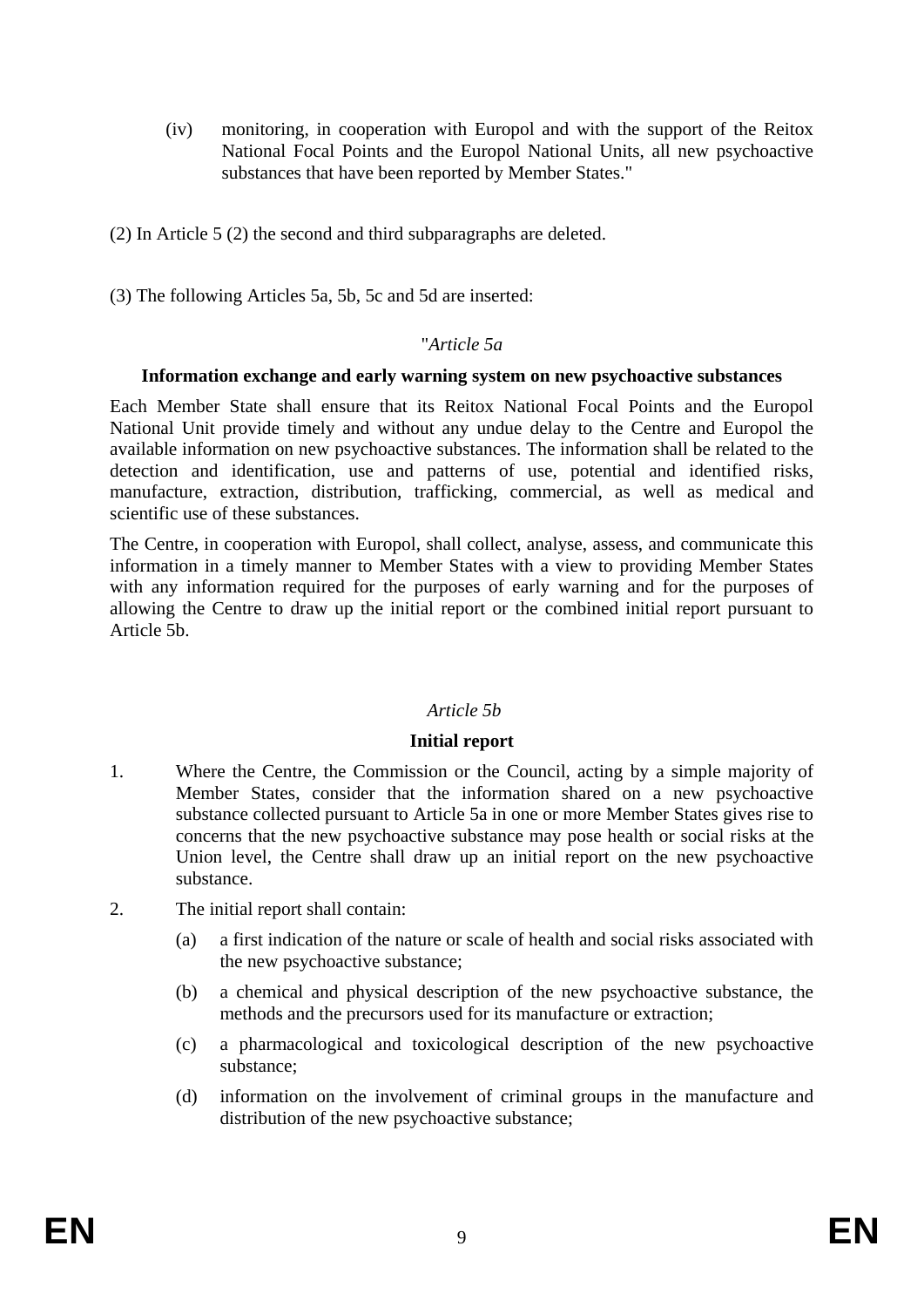(iv) monitoring, in cooperation with Europol and with the support of the Reitox National Focal Points and the Europol National Units, all new psychoactive substances that have been reported by Member States."

(2) In Article 5 (2) the second and third subparagraphs are deleted.

(3) The following Articles 5a, 5b, 5c and 5d are inserted:

"*Article 5a*

**Information exchange and early warning system on new psychoactive substances**

Each Member State shall ensure that its Reitox National Focal Points and the Europol National Unit provide timely and without any undue delay to the Centre and Europol the available information on new psychoactive substances. The information shall be related to the detection and identification, use and patterns of use, potential and identified risks, manufacture, extraction, distribution, trafficking, commercial, as well as medical and scientific use of these substances.

The Centre, in cooperation with Europol, shall collect, analyse, assess, and communicate this information in a timely manner to Member States with a view to providing Member States with any information required for the purposes of early warning and for the purposes of allowing the Centre to draw up the initial report or the combined initial report pursuant to Article 5b.

*Article 5b*

**Initial report**

1. Where the Centre, the Commission or the Council, acting by a simple majority of Member States, consider that the information shared on a new psychoactive substance collected pursuant to Article 5a in one or more Member States gives rise to concerns that the new psychoactive substance may pose health or social risks at the Union level, the Centre shall draw up an initial report on the new psychoactive substance.

2. The initial report shall contain:

   (a) a first indication of the nature or scale of health and social risks associated with the new psychoactive substance;

   (b) a chemical and physical description of the new psychoactive substance, the methods and the precursors used for its manufacture or extraction;

   (c) a pharmacological and toxicological description of the new psychoactive substance;

   (d) information on the involvement of criminal groups in the manufacture and distribution of the new psychoactive substance;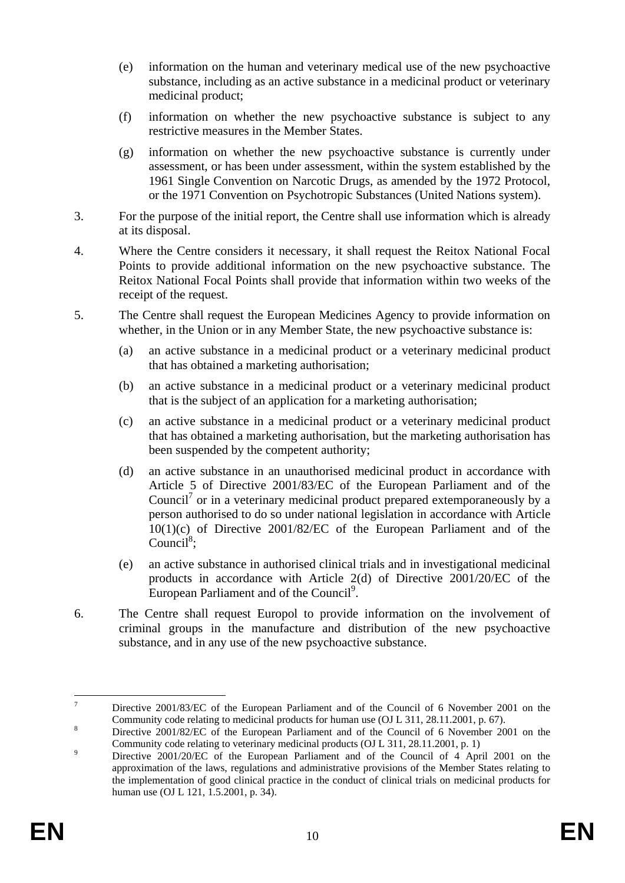(e) information on the human and veterinary medical use of the new psychoactive substance, including as an active substance in a medicinal product or veterinary medicinal product;

(f) information on whether the new psychoactive substance is subject to any restrictive measures in the Member States.

(g) information on whether the new psychoactive substance is currently under assessment, or has been under assessment, within the system established by the 1961 Single Convention on Narcotic Drugs, as amended by the 1972 Protocol, or the 1971 Convention on Psychotropic Substances (United Nations system).

3. For the purpose of the initial report, the Centre shall use information which is already at its disposal.

4. Where the Centre considers it necessary, it shall request the Reitox National Focal Points to provide additional information on the new psychoactive substance. The Reitox National Focal Points shall provide that information within two weeks of the receipt of the request.

5. The Centre shall request the European Medicines Agency to provide information on whether, in the Union or in any Member State, the new psychoactive substance is:

   (a) an active substance in a medicinal product or a veterinary medicinal product that has obtained a marketing authorisation;

   (b) an active substance in a medicinal product or a veterinary medicinal product that is the subject of an application for a marketing authorisation;

   (c) an active substance in a medicinal product or a veterinary medicinal product that has obtained a marketing authorisation, but the marketing authorisation has been suspended by the competent authority;

   (d) an active substance in an unauthorised medicinal product in accordance with Article 5 of Directive 2001/83/EC of the European Parliament and of the Council[7] or in a veterinary medicinal product prepared extemporaneously by a person authorised to do so under national legislation in accordance with Article 10(1)(c) of Directive 2001/82/EC of the European Parliament and of the Council[8];

   (e) an active substance in authorised clinical trials and in investigational medicinal products in accordance with Article 2(d) of Directive 2001/20/EC of the European Parliament and of the Council[9].

6. The Centre shall request Europol to provide information on the involvement of criminal groups in the manufacture and distribution of the new psychoactive substance, and in any use of the new psychoactive substance.

---

[7] Directive 2001/83/EC of the European Parliament and of the Council of 6 November 2001 on the Community code relating to medicinal products for human use (OJ L 311, 28.11.2001, p. 67).

[8] Directive 2001/82/EC of the European Parliament and of the Council of 6 November 2001 on the Community code relating to veterinary medicinal products (OJ L 311, 28.11.2001, p. 1)

[9] Directive 2001/20/EC of the European Parliament and of the Council of 4 April 2001 on the approximation of the laws, regulations and administrative provisions of the Member States relating to the implementation of good clinical practice in the conduct of clinical trials on medicinal products for human use (OJ L 121, 1.5.2001, p. 34).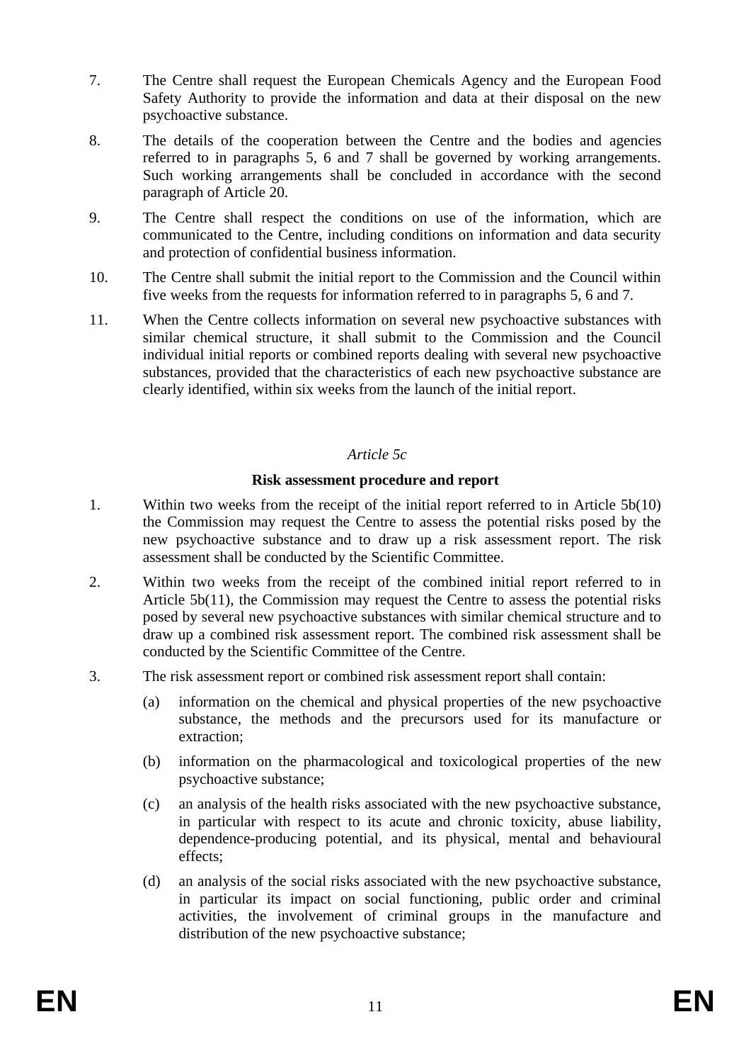7. The Centre shall request the European Chemicals Agency and the European Food Safety Authority to provide the information and data at their disposal on the new psychoactive substance.

8. The details of the cooperation between the Centre and the bodies and agencies referred to in paragraphs 5, 6 and 7 shall be governed by working arrangements. Such working arrangements shall be concluded in accordance with the second paragraph of Article 20.

9. The Centre shall respect the conditions on use of the information, which are communicated to the Centre, including conditions on information and data security and protection of confidential business information.

10. The Centre shall submit the initial report to the Commission and the Council within five weeks from the requests for information referred to in paragraphs 5, 6 and 7.

11. When the Centre collects information on several new psychoactive substances with similar chemical structure, it shall submit to the Commission and the Council individual initial reports or combined reports dealing with several new psychoactive substances, provided that the characteristics of each new psychoactive substance are clearly identified, within six weeks from the launch of the initial report.

*Article 5c*

**Risk assessment procedure and report**

1. Within two weeks from the receipt of the initial report referred to in Article 5b(10) the Commission may request the Centre to assess the potential risks posed by the new psychoactive substance and to draw up a risk assessment report. The risk assessment shall be conducted by the Scientific Committee.

2. Within two weeks from the receipt of the combined initial report referred to in Article 5b(11), the Commission may request the Centre to assess the potential risks posed by several new psychoactive substances with similar chemical structure and to draw up a combined risk assessment report. The combined risk assessment shall be conducted by the Scientific Committee of the Centre.

3. The risk assessment report or combined risk assessment report shall contain:

   (a) information on the chemical and physical properties of the new psychoactive substance, the methods and the precursors used for its manufacture or extraction;

   (b) information on the pharmacological and toxicological properties of the new psychoactive substance;

   (c) an analysis of the health risks associated with the new psychoactive substance, in particular with respect to its acute and chronic toxicity, abuse liability, dependence-producing potential, and its physical, mental and behavioural effects;

   (d) an analysis of the social risks associated with the new psychoactive substance, in particular its impact on social functioning, public order and criminal activities, the involvement of criminal groups in the manufacture and distribution of the new psychoactive substance;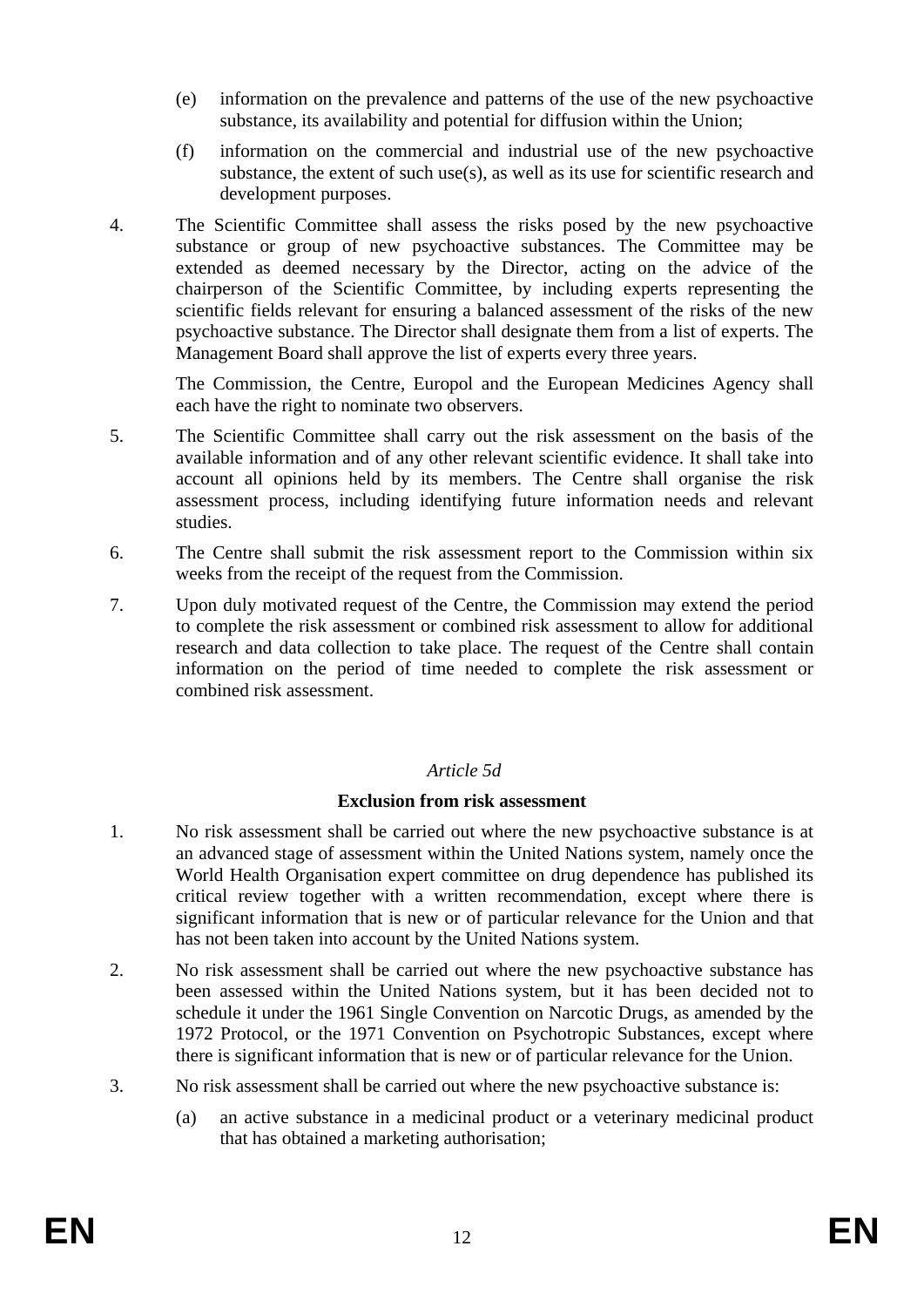(e) information on the prevalence and patterns of the use of the new psychoactive substance, its availability and potential for diffusion within the Union;

(f) information on the commercial and industrial use of the new psychoactive substance, the extent of such use(s), as well as its use for scientific research and development purposes.

4. The Scientific Committee shall assess the risks posed by the new psychoactive substance or group of new psychoactive substances. The Committee may be extended as deemed necessary by the Director, acting on the advice of the chairperson of the Scientific Committee, by including experts representing the scientific fields relevant for ensuring a balanced assessment of the risks of the new psychoactive substance. The Director shall designate them from a list of experts. The Management Board shall approve the list of experts every three years.

   The Commission, the Centre, Europol and the European Medicines Agency shall each have the right to nominate two observers.

5. The Scientific Committee shall carry out the risk assessment on the basis of the available information and of any other relevant scientific evidence. It shall take into account all opinions held by its members. The Centre shall organise the risk assessment process, including identifying future information needs and relevant studies.

6. The Centre shall submit the risk assessment report to the Commission within six weeks from the receipt of the request from the Commission.

7. Upon duly motivated request of the Centre, the Commission may extend the period to complete the risk assessment or combined risk assessment to allow for additional research and data collection to take place. The request of the Centre shall contain information on the period of time needed to complete the risk assessment or combined risk assessment.

*Article 5d*

**Exclusion from risk assessment**

1. No risk assessment shall be carried out where the new psychoactive substance is at an advanced stage of assessment within the United Nations system, namely once the World Health Organisation expert committee on drug dependence has published its critical review together with a written recommendation, except where there is significant information that is new or of particular relevance for the Union and that has not been taken into account by the United Nations system.

2. No risk assessment shall be carried out where the new psychoactive substance has been assessed within the United Nations system, but it has been decided not to schedule it under the 1961 Single Convention on Narcotic Drugs, as amended by the 1972 Protocol, or the 1971 Convention on Psychotropic Substances, except where there is significant information that is new or of particular relevance for the Union.

3. No risk assessment shall be carried out where the new psychoactive substance is:

   (a) an active substance in a medicinal product or a veterinary medicinal product that has obtained a marketing authorisation;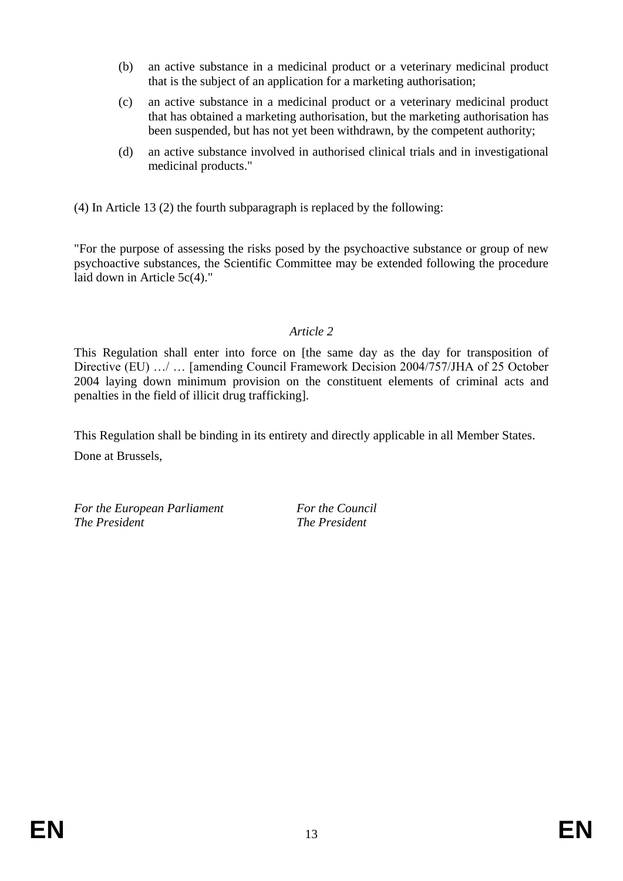(b) an active substance in a medicinal product or a veterinary medicinal product that is the subject of an application for a marketing authorisation;

(c) an active substance in a medicinal product or a veterinary medicinal product that has obtained a marketing authorisation, but the marketing authorisation has been suspended, but has not yet been withdrawn, by the competent authority;

(d) an active substance involved in authorised clinical trials and in investigational medicinal products."

(4) In Article 13 (2) the fourth subparagraph is replaced by the following:

"For the purpose of assessing the risks posed by the psychoactive substance or group of new psychoactive substances, the Scientific Committee may be extended following the procedure laid down in Article 5c(4)."

*Article 2*

This Regulation shall enter into force on [the same day as the day for transposition of Directive (EU) …/ … [amending Council Framework Decision 2004/757/JHA of 25 October 2004 laying down minimum provision on the constituent elements of criminal acts and penalties in the field of illicit drug trafficking].

This Regulation shall be binding in its entirety and directly applicable in all Member States.

Done at Brussels,

*For the European Parliament*
*The President*

*For the Council*
*The President*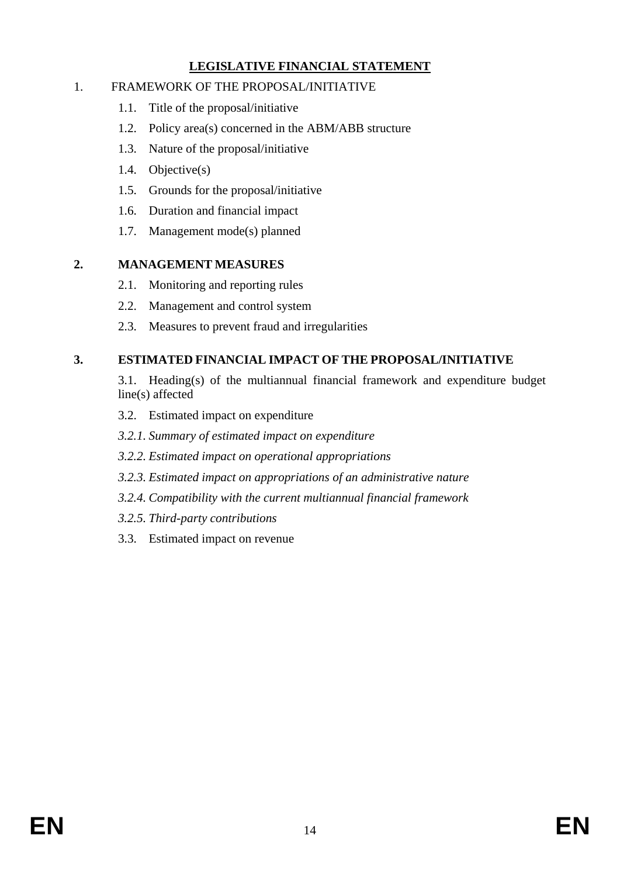**LEGISLATIVE FINANCIAL STATEMENT**

1. FRAMEWORK OF THE PROPOSAL/INITIATIVE

   1.1. Title of the proposal/initiative

   1.2. Policy area(s) concerned in the ABM/ABB structure

   1.3. Nature of the proposal/initiative

   1.4. Objective(s)

   1.5. Grounds for the proposal/initiative

   1.6. Duration and financial impact

   1.7. Management mode(s) planned

**2. MANAGEMENT MEASURES**

   2.1. Monitoring and reporting rules

   2.2. Management and control system

   2.3. Measures to prevent fraud and irregularities

**3. ESTIMATED FINANCIAL IMPACT OF THE PROPOSAL/INITIATIVE**

   3.1. Heading(s) of the multiannual financial framework and expenditure budget line(s) affected

   3.2. Estimated impact on expenditure

   *3.2.1. Summary of estimated impact on expenditure*

   *3.2.2. Estimated impact on operational appropriations*

   *3.2.3. Estimated impact on appropriations of an administrative nature*

   *3.2.4. Compatibility with the current multiannual financial framework*

   *3.2.5. Third-party contributions*

   3.3. Estimated impact on revenue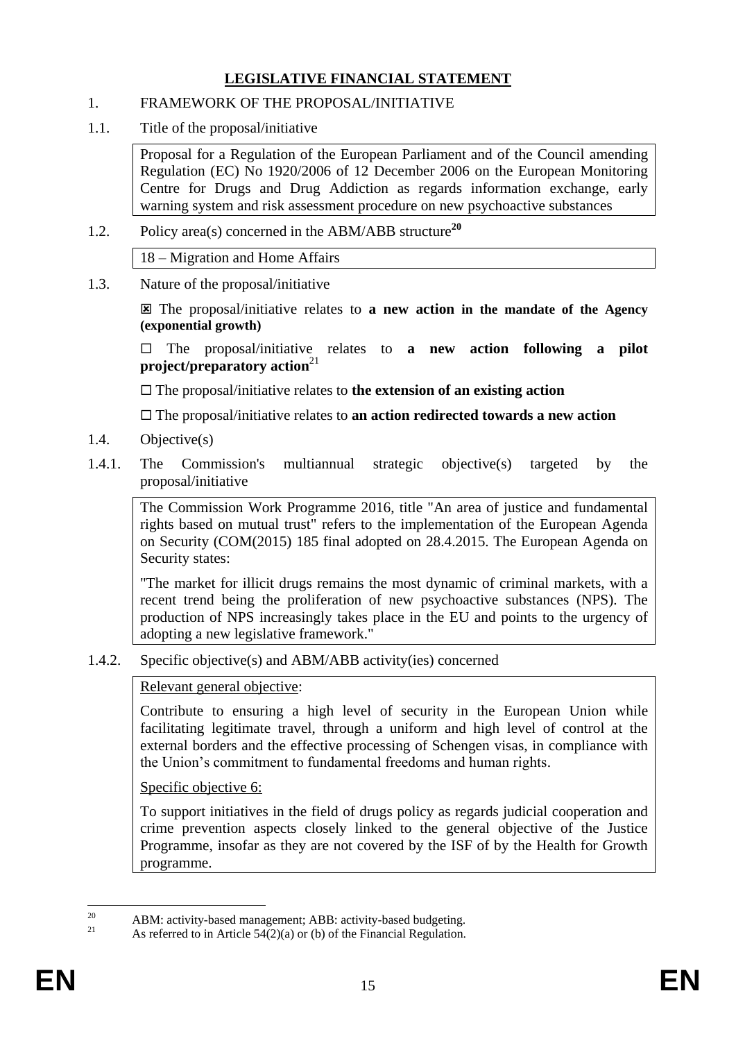**LEGISLATIVE FINANCIAL STATEMENT**

1. FRAMEWORK OF THE PROPOSAL/INITIATIVE

1.1. Title of the proposal/initiative

Proposal for a Regulation of the European Parliament and of the Council amending Regulation (EC) No 1920/2006 of 12 December 2006 on the European Monitoring Centre for Drugs and Drug Addiction as regards information exchange, early warning system and risk assessment procedure on new psychoactive substances

1.2. Policy area(s) concerned in the ABM/ABB structure[20]

18 – Migration and Home Affairs

1.3. Nature of the proposal/initiative

☒ The proposal/initiative relates to **a new action in the mandate of the Agency (exponential growth)**

☐ The proposal/initiative relates to **a new action following a pilot project/preparatory action**[21]

☐ The proposal/initiative relates to **the extension of an existing action**

☐ The proposal/initiative relates to **an action redirected towards a new action**

1.4. Objective(s)

1.4.1. The Commission's multiannual strategic objective(s) targeted by the proposal/initiative

The Commission Work Programme 2016, title "An area of justice and fundamental rights based on mutual trust" refers to the implementation of the European Agenda on Security (COM(2015) 185 final adopted on 28.4.2015. The European Agenda on Security states:

"The market for illicit drugs remains the most dynamic of criminal markets, with a recent trend being the proliferation of new psychoactive substances (NPS). The production of NPS increasingly takes place in the EU and points to the urgency of adopting a new legislative framework."

1.4.2. Specific objective(s) and ABM/ABB activity(ies) concerned

Relevant general objective:

Contribute to ensuring a high level of security in the European Union while facilitating legitimate travel, through a uniform and high level of control at the external borders and the effective processing of Schengen visas, in compliance with the Union's commitment to fundamental freedoms and human rights.

Specific objective 6:

To support initiatives in the field of drugs policy as regards judicial cooperation and crime prevention aspects closely linked to the general objective of the Justice Programme, insofar as they are not covered by the ISF of by the Health for Growth programme.

[20] ABM: activity-based management; ABB: activity-based budgeting.

[21] As referred to in Article 54(2)(a) or (b) of the Financial Regulation.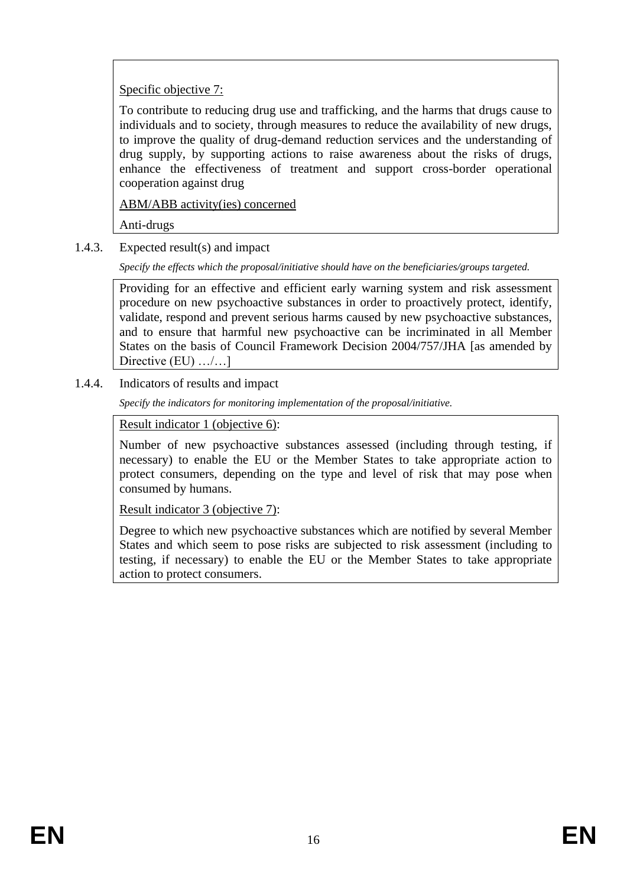Specific objective 7:

To contribute to reducing drug use and trafficking, and the harms that drugs cause to individuals and to society, through measures to reduce the availability of new drugs, to improve the quality of drug-demand reduction services and the understanding of drug supply, by supporting actions to raise awareness about the risks of drugs, enhance the effectiveness of treatment and support cross-border operational cooperation against drug

ABM/ABB activity(ies) concerned

Anti-drugs

1.4.3. Expected result(s) and impact

*Specify the effects which the proposal/initiative should have on the beneficiaries/groups targeted.*

Providing for an effective and efficient early warning system and risk assessment procedure on new psychoactive substances in order to proactively protect, identify, validate, respond and prevent serious harms caused by new psychoactive substances, and to ensure that harmful new psychoactive can be incriminated in all Member States on the basis of Council Framework Decision 2004/757/JHA [as amended by Directive (EU) …/…]

1.4.4. Indicators of results and impact

*Specify the indicators for monitoring implementation of the proposal/initiative.*

Result indicator 1 (objective 6):

Number of new psychoactive substances assessed (including through testing, if necessary) to enable the EU or the Member States to take appropriate action to protect consumers, depending on the type and level of risk that may pose when consumed by humans.

Result indicator 3 (objective 7):

Degree to which new psychoactive substances which are notified by several Member States and which seem to pose risks are subjected to risk assessment (including to testing, if necessary) to enable the EU or the Member States to take appropriate action to protect consumers.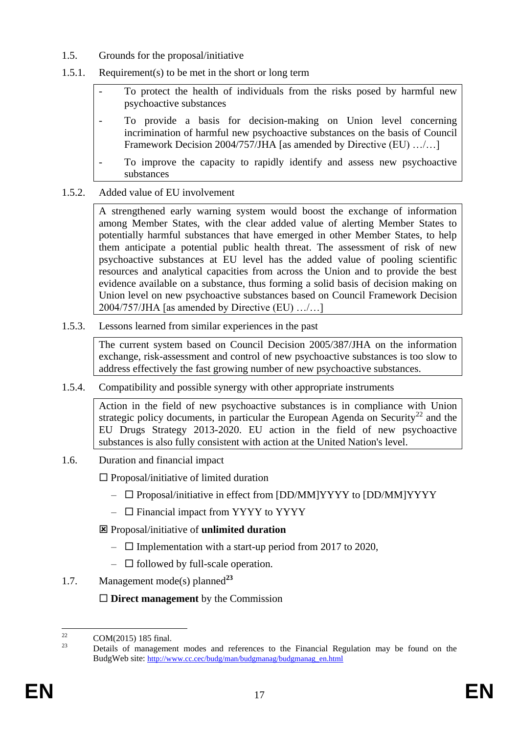1.5. Grounds for the proposal/initiative

1.5.1. Requirement(s) to be met in the short or long term

- To protect the health of individuals from the risks posed by harmful new psychoactive substances
- To provide a basis for decision-making on Union level concerning incrimination of harmful new psychoactive substances on the basis of Council Framework Decision 2004/757/JHA [as amended by Directive (EU) …/…]
- To improve the capacity to rapidly identify and assess new psychoactive substances

1.5.2. Added value of EU involvement

A strengthened early warning system would boost the exchange of information among Member States, with the clear added value of alerting Member States to potentially harmful substances that have emerged in other Member States, to help them anticipate a potential public health threat. The assessment of risk of new psychoactive substances at EU level has the added value of pooling scientific resources and analytical capacities from across the Union and to provide the best evidence available on a substance, thus forming a solid basis of decision making on Union level on new psychoactive substances based on Council Framework Decision 2004/757/JHA [as amended by Directive (EU) …/…]

1.5.3. Lessons learned from similar experiences in the past

The current system based on Council Decision 2005/387/JHA on the information exchange, risk-assessment and control of new psychoactive substances is too slow to address effectively the fast growing number of new psychoactive substances.

1.5.4. Compatibility and possible synergy with other appropriate instruments

Action in the field of new psychoactive substances is in compliance with Union strategic policy documents, in particular the European Agenda on Security[22] and the EU Drugs Strategy 2013-2020. EU action in the field of new psychoactive substances is also fully consistent with action at the United Nation's level.

1.6. Duration and financial impact

☐ Proposal/initiative of limited duration

– ☐ Proposal/initiative in effect from [DD/MM]YYYY to [DD/MM]YYYY

– ☐ Financial impact from YYYY to YYYY

☒ Proposal/initiative of **unlimited duration**

– ☐ Implementation with a start-up period from 2017 to 2020,

– ☐ followed by full-scale operation.

1.7. Management mode(s) planned[23]

☐ **Direct management** by the Commission

[22] COM(2015) 185 final.

[23] Details of management modes and references to the Financial Regulation may be found on the BudgWeb site: http://www.cc.cec/budg/man/budgmanag/budgmanag_en.html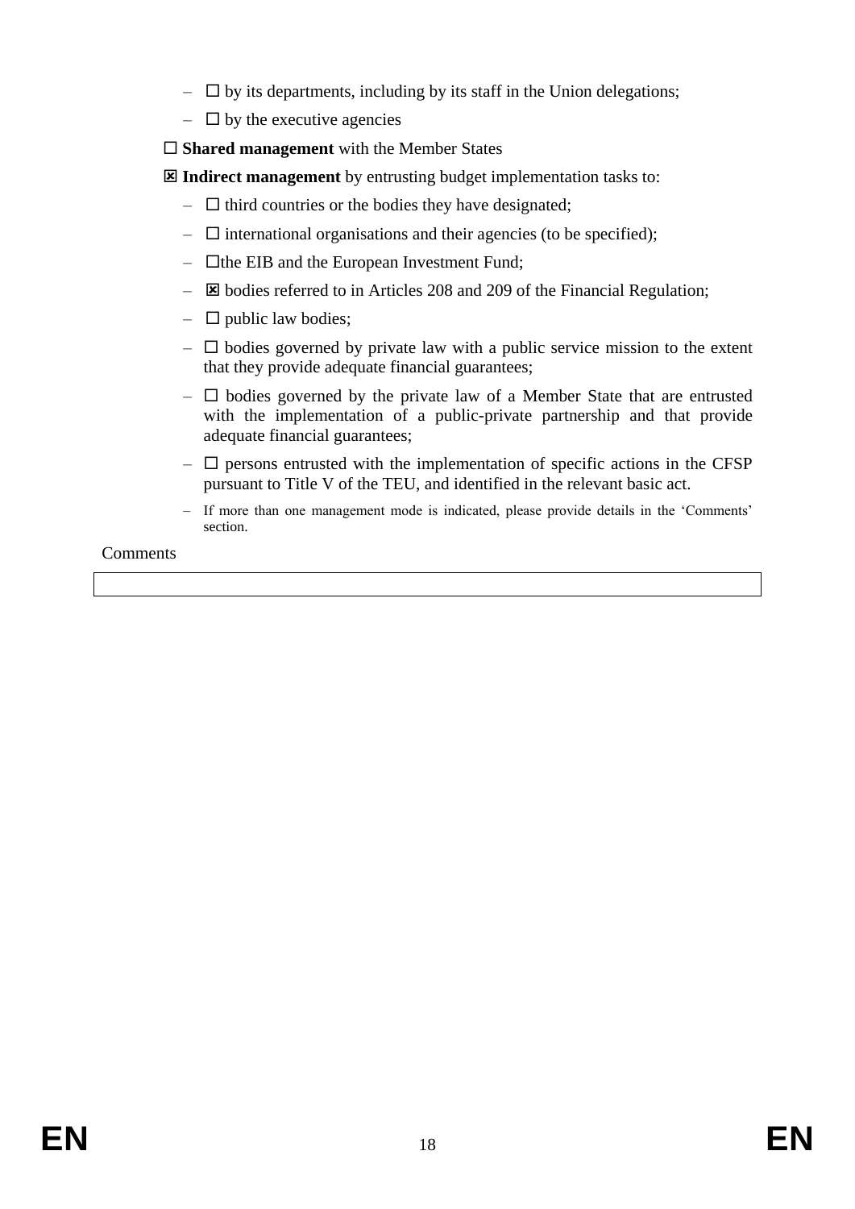- ☐ by its departments, including by its staff in the Union delegations;
- ☐ by the executive agencies

☐ **Shared management** with the Member States

☒ **Indirect management** by entrusting budget implementation tasks to:

- ☐ third countries or the bodies they have designated;
- ☐ international organisations and their agencies (to be specified);
- ☐the EIB and the European Investment Fund;
- ☒ bodies referred to in Articles 208 and 209 of the Financial Regulation;
- ☐ public law bodies;
- ☐ bodies governed by private law with a public service mission to the extent that they provide adequate financial guarantees;
- ☐ bodies governed by the private law of a Member State that are entrusted with the implementation of a public-private partnership and that provide adequate financial guarantees;
- ☐ persons entrusted with the implementation of specific actions in the CFSP pursuant to Title V of the TEU, and identified in the relevant basic act.
- If more than one management mode is indicated, please provide details in the 'Comments' section.

Comments

| |
|---|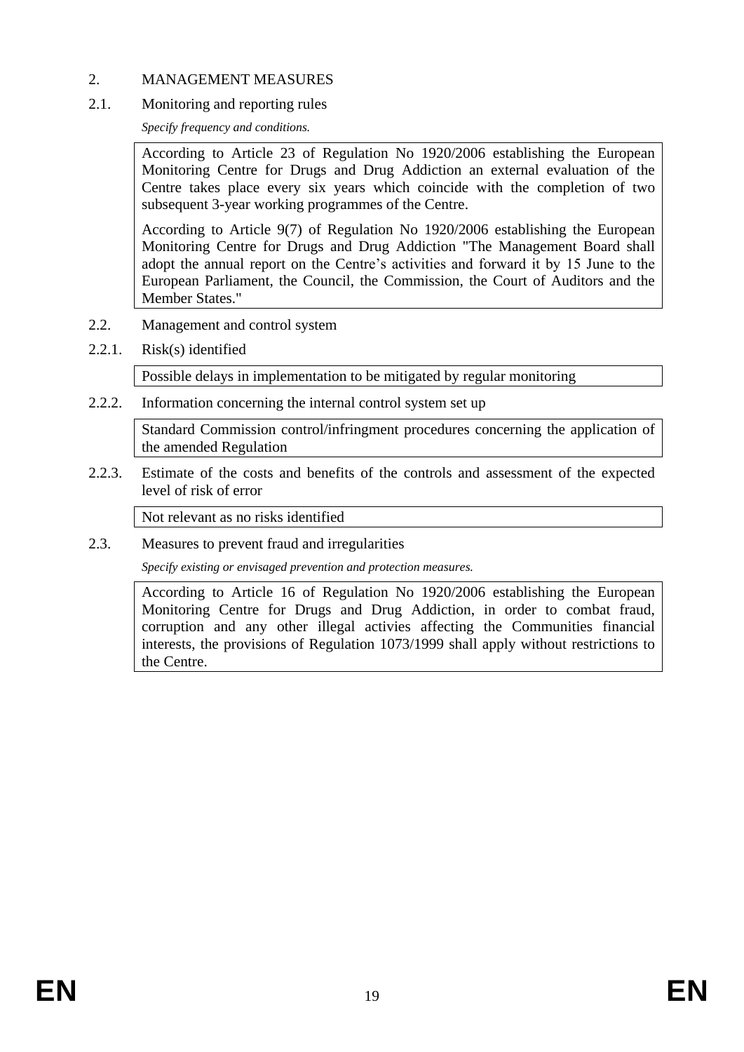## 2. MANAGEMENT MEASURES

### 2.1. Monitoring and reporting rules

*Specify frequency and conditions.*

According to Article 23 of Regulation No 1920/2006 establishing the European Monitoring Centre for Drugs and Drug Addiction an external evaluation of the Centre takes place every six years which coincide with the completion of two subsequent 3-year working programmes of the Centre.

According to Article 9(7) of Regulation No 1920/2006 establishing the European Monitoring Centre for Drugs and Drug Addiction "The Management Board shall adopt the annual report on the Centre's activities and forward it by 15 June to the European Parliament, the Council, the Commission, the Court of Auditors and the Member States."

### 2.2. Management and control system

#### 2.2.1. Risk(s) identified

Possible delays in implementation to be mitigated by regular monitoring

#### 2.2.2. Information concerning the internal control system set up

Standard Commission control/infringment procedures concerning the application of the amended Regulation

#### 2.2.3. Estimate of the costs and benefits of the controls and assessment of the expected level of risk of error

Not relevant as no risks identified

### 2.3. Measures to prevent fraud and irregularities

*Specify existing or envisaged prevention and protection measures.*

According to Article 16 of Regulation No 1920/2006 establishing the European Monitoring Centre for Drugs and Drug Addiction, in order to combat fraud, corruption and any other illegal activies affecting the Communities financial interests, the provisions of Regulation 1073/1999 shall apply without restrictions to the Centre.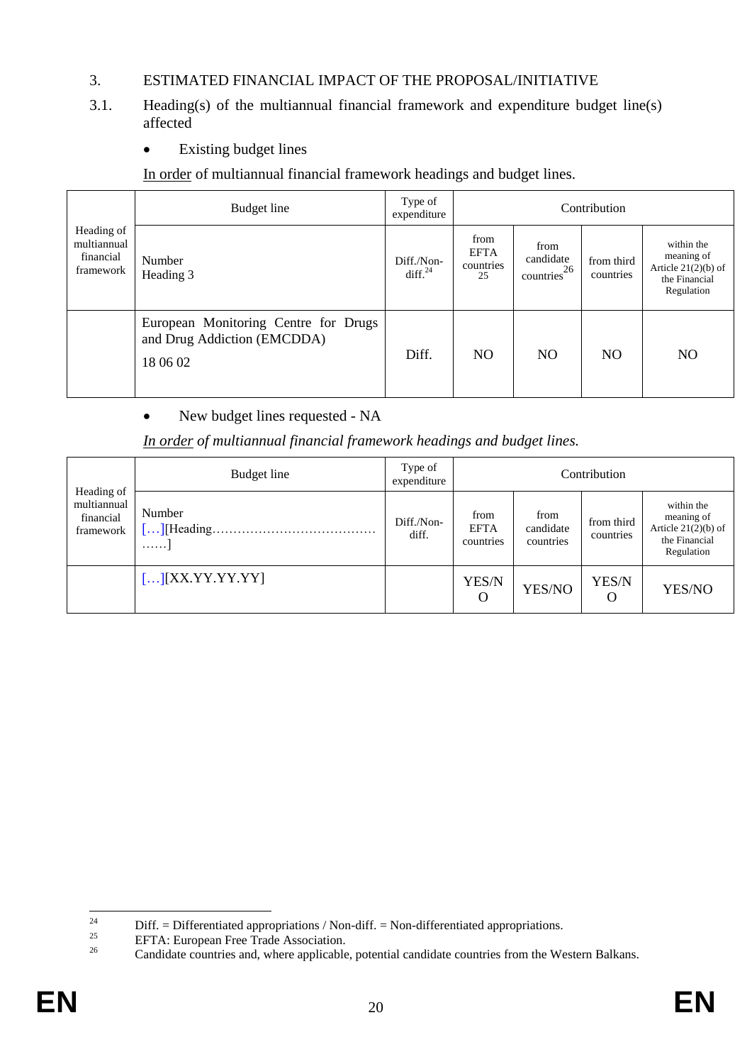3. ESTIMATED FINANCIAL IMPACT OF THE PROPOSAL/INITIATIVE

3.1. Heading(s) of the multiannual financial framework and expenditure budget line(s) affected

- Existing budget lines

In order of multiannual financial framework headings and budget lines.

| Heading of multiannual financial framework | Budget line | Type of expenditure | Contribution | | | |
|---|---|---|---|---|---|---|
| | Number<br>Heading 3 | Diff./Non-diff.[24] | from EFTA countries[25] | from candidate countries[26] | from third countries | within the meaning of Article 21(2)(b) of the Financial Regulation |
| | European Monitoring Centre for Drugs and Drug Addiction (EMCDDA)<br>18 06 02 | Diff. | NO | NO | NO | NO |

- New budget lines requested - NA

*In order of multiannual financial framework headings and budget lines.*

| Heading of multiannual financial framework | Budget line | Type of expenditure | Contribution | | | |
|---|---|---|---|---|---|---|
| | Number<br>[…][Heading………………………………………] | Diff./Non-diff. | from EFTA countries | from candidate countries | from third countries | within the meaning of Article 21(2)(b) of the Financial Regulation |
| | […][XX.YY.YY.YY] | | YES/NO | YES/NO | YES/NO | YES/NO |

[24] Diff. = Differentiated appropriations / Non-diff. = Non-differentiated appropriations.

[25] EFTA: European Free Trade Association.

[26] Candidate countries and, where applicable, potential candidate countries from the Western Balkans.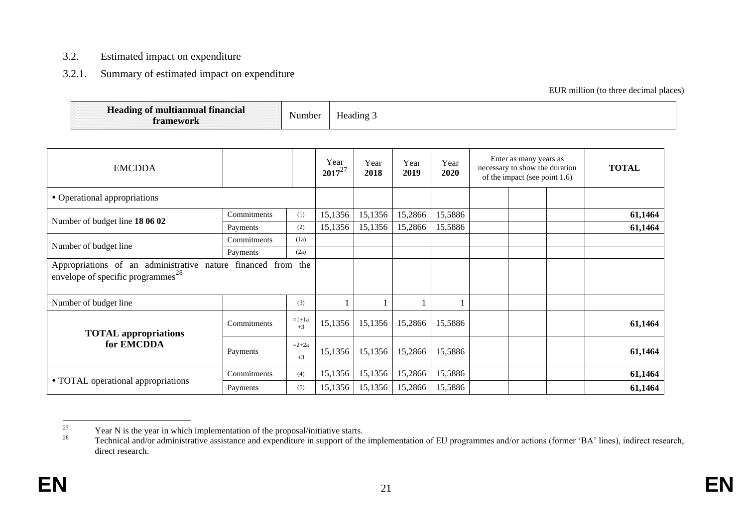### 3.2. Estimated impact on expenditure

#### 3.2.1. Summary of estimated impact on expenditure

EUR million (to three decimal places)

| **Heading of multiannual financial framework** | Number | Heading 3 |
|---|---|---|

| EMCDDA | | | Year 2017[27] | Year 2018 | Year 2019 | Year 2020 | Enter as many years as necessary to show the duration of the impact (see point 1.6) | | | **TOTAL** |
|---|---|---|---|---|---|---|---|---|---|---|
| • Operational appropriations | | | | | | | | | | |
| Number of budget line **18 06 02** | Commitments | (1) | 15,1356 | 15,1356 | 15,2866 | 15,5886 | | | | **61,1464** |
| | Payments | (2) | 15,1356 | 15,1356 | 15,2866 | 15,5886 | | | | **61,1464** |
| Number of budget line | Commitments | (1a) | | | | | | | | |
| | Payments | (2a) | | | | | | | | |
| Appropriations of an administrative nature financed from the envelope of specific programmes[28] | | | | | | | | | | |
| Number of budget line | | (3) | 1 | 1 | 1 | 1 | | | | |
| **TOTAL appropriations for EMCDDA** | Commitments | =1+1a +3 | 15,1356 | 15,1356 | 15,2866 | 15,5886 | | | | **61,1464** |
| | Payments | =2+2a +3 | 15,1356 | 15,1356 | 15,2866 | 15,5886 | | | | **61,1464** |
| • TOTAL operational appropriations | Commitments | (4) | 15,1356 | 15,1356 | 15,2866 | 15,5886 | | | | **61,1464** |
| | Payments | (5) | 15,1356 | 15,1356 | 15,2866 | 15,5886 | | | | **61,1464** |

[27] Year N is the year in which implementation of the proposal/initiative starts.

[28] Technical and/or administrative assistance and expenditure in support of the implementation of EU programmes and/or actions (former 'BA' lines), indirect research, direct research.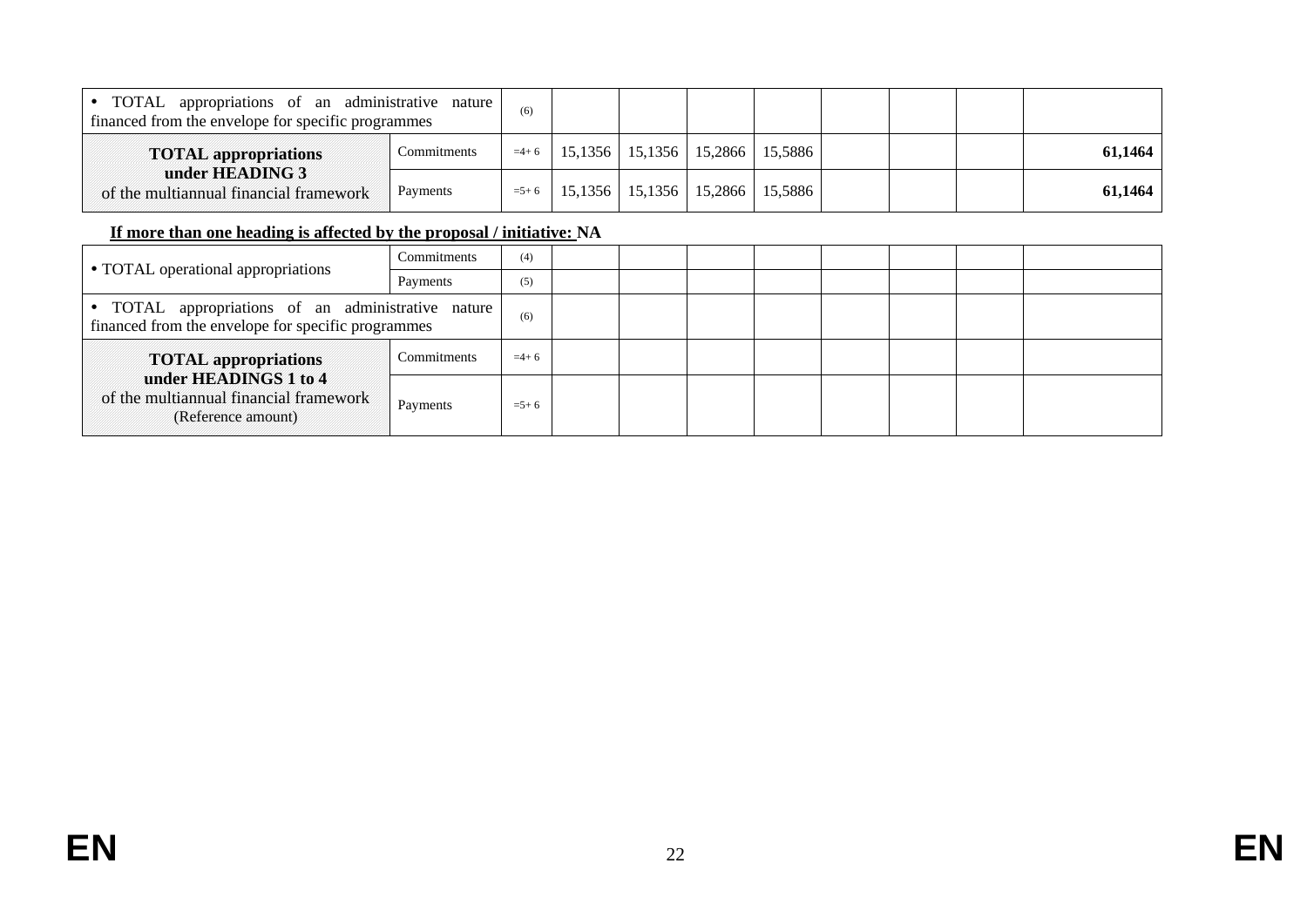| | | | | | | | | | | |
|---|---|---|---|---|---|---|---|---|---|---|
| • TOTAL appropriations of an administrative nature financed from the envelope for specific programmes | | (6) | | | | | | | | |
| **TOTAL appropriations under HEADING 3** of the multiannual financial framework | Commitments | =4+ 6 | 15,1356 | 15,1356 | 15,2866 | 15,5886 | | | | **61,1464** |
| | Payments | =5+ 6 | 15,1356 | 15,1356 | 15,2866 | 15,5886 | | | | **61,1464** |

**If more than one heading is affected by the proposal / initiative: NA**

| | | | | | | | | | | |
|---|---|---|---|---|---|---|---|---|---|---|
| • TOTAL operational appropriations | Commitments | (4) | | | | | | | | |
| | Payments | (5) | | | | | | | | |
| • TOTAL appropriations of an administrative nature financed from the envelope for specific programmes | | (6) | | | | | | | | |
| **TOTAL appropriations under HEADINGS 1 to 4** of the multiannual financial framework (Reference amount) | Commitments | =4+ 6 | | | | | | | | |
| | Payments | =5+ 6 | | | | | | | | |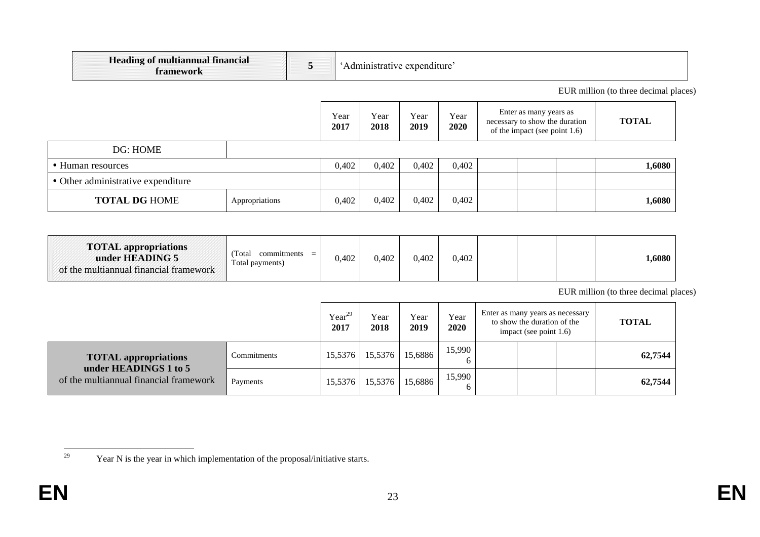| **Heading of multiannual financial framework** | **5** | 'Administrative expenditure' |
|---|---|---|

EUR million (to three decimal places)

| | | Year **2017** | Year **2018** | Year **2019** | Year **2020** | Enter as many years as necessary to show the duration of the impact (see point 1.6) | | | **TOTAL** |
|---|---|---|---|---|---|---|---|---|---|
| DG: HOME | | | | | | | | | |
| • Human resources | | 0,402 | 0,402 | 0,402 | 0,402 | | | | **1,6080** |
| • Other administrative expenditure | | | | | | | | | |
| **TOTAL DG** HOME | Appropriations | 0,402 | 0,402 | 0,402 | 0,402 | | | | **1,6080** |

| **TOTAL appropriations under HEADING 5** of the multiannual financial framework | (Total commitments = Total payments) | 0,402 | 0,402 | 0,402 | 0,402 | | | | **1,6080** |
|---|---|---|---|---|---|---|---|---|---|

EUR million (to three decimal places)

| | | Year[29] **2017** | Year **2018** | Year **2019** | Year **2020** | Enter as many years as necessary to show the duration of the impact (see point 1.6) | | | **TOTAL** |
|---|---|---|---|---|---|---|---|---|---|
| **TOTAL appropriations under HEADINGS 1 to 5** of the multiannual financial framework | Commitments | 15,5376 | 15,5376 | 15,6886 | 15,9906 | | | | **62,7544** |
| | Payments | 15,5376 | 15,5376 | 15,6886 | 15,9906 | | | | **62,7544** |

[29] Year N is the year in which implementation of the proposal/initiative starts.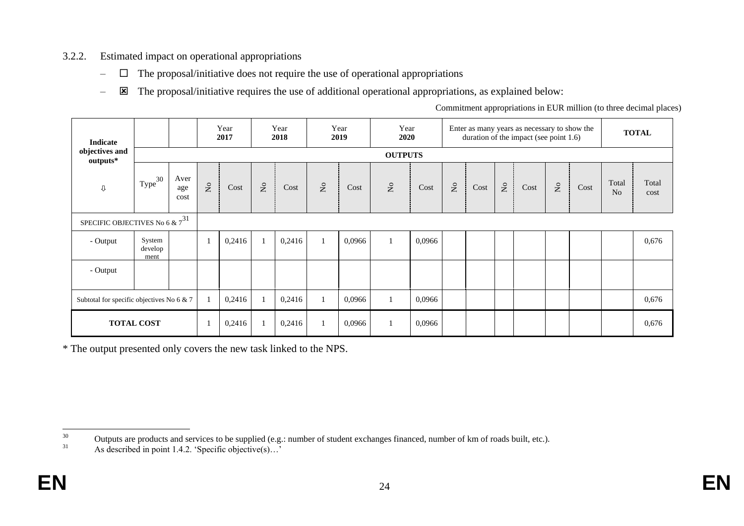### 3.2.2. Estimated impact on operational appropriations

- ☐ The proposal/initiative does not require the use of operational appropriations
- ☒ The proposal/initiative requires the use of additional operational appropriations, as explained below:

Commitment appropriations in EUR million (to three decimal places)

| Indicate objectives and outputs* | | | Year 2017 | | Year 2018 | | Year 2019 | | Year 2020 | | Enter as many years as necessary to show the duration of the impact (see point 1.6) | | | | | | TOTAL | |
|---|---|---|---|---|---|---|---|---|---|---|---|---|---|---|---|---|---|---|
| | OUTPUTS | | | | | | | | | | | | | | | | | |
| ⇩ | Type[30] | Average cost | No | Cost | No | Cost | No | Cost | No | Cost | No | Cost | No | Cost | No | Cost | Total No | Total cost |
| SPECIFIC OBJECTIVES No 6 & 7[31] | | | | | | | | | | | | | | | | | | |
| - Output | System development | | 1 | 0,2416 | 1 | 0,2416 | 1 | 0,0966 | 1 | 0,0966 | | | | | | | | 0,676 |
| - Output | | | | | | | | | | | | | | | | | | |
| Subtotal for specific objectives No 6 & 7 | | | 1 | 0,2416 | 1 | 0,2416 | 1 | 0,0966 | 1 | 0,0966 | | | | | | | | 0,676 |
| TOTAL COST | | | 1 | 0,2416 | 1 | 0,2416 | 1 | 0,0966 | 1 | 0,0966 | | | | | | | | 0,676 |

* The output presented only covers the new task linked to the NPS.

[30] Outputs are products and services to be supplied (e.g.: number of student exchanges financed, number of km of roads built, etc.).

[31] As described in point 1.4.2. 'Specific objective(s)…'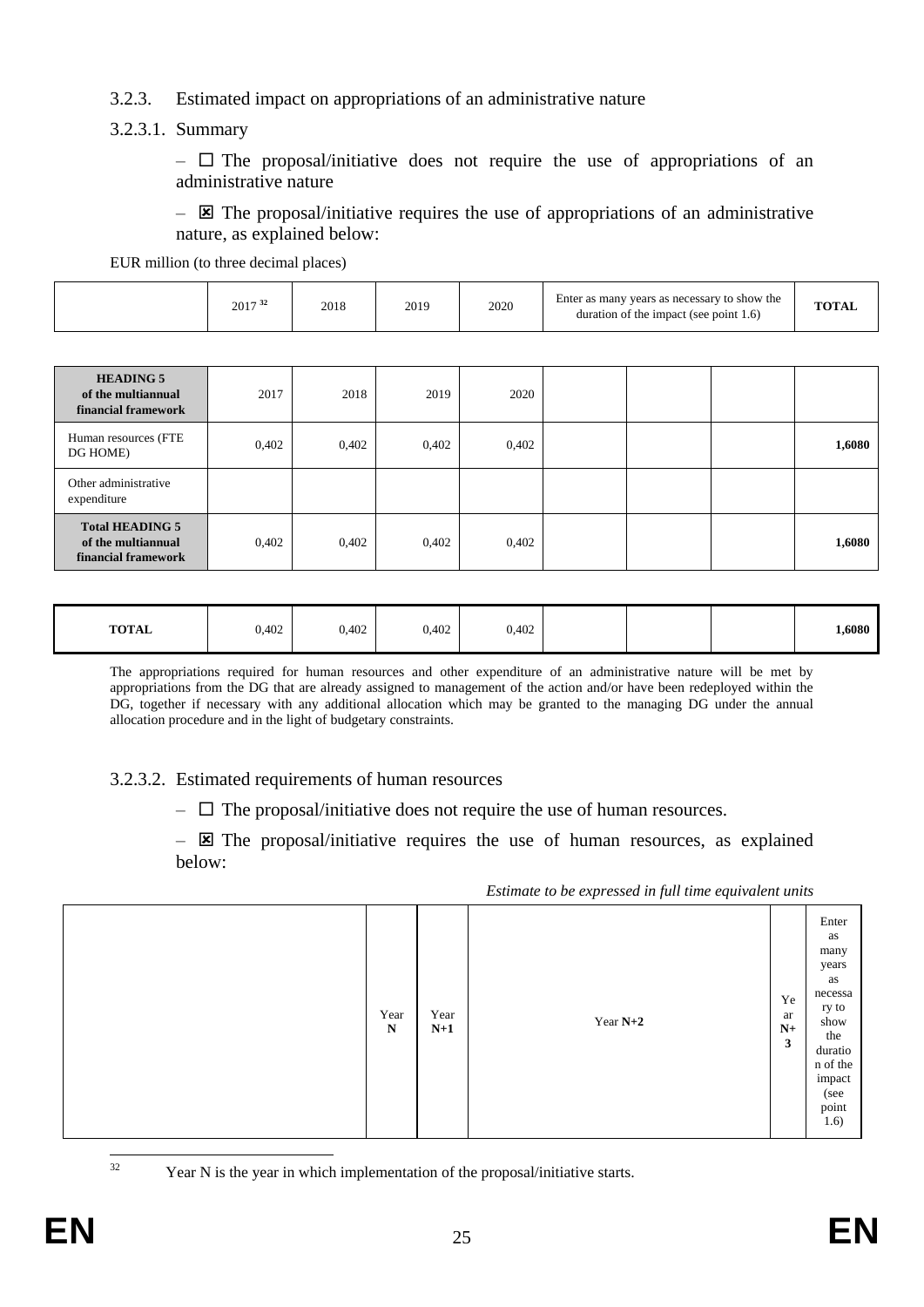### 3.2.3. Estimated impact on appropriations of an administrative nature

#### 3.2.3.1. Summary

– ☐ The proposal/initiative does not require the use of appropriations of an administrative nature

– ☒ The proposal/initiative requires the use of appropriations of an administrative nature, as explained below:

EUR million (to three decimal places)

| | 2017 [32] | 2018 | 2019 | 2020 | Enter as many years as necessary to show the duration of the impact (see point 1.6) | | | TOTAL |
|---|---|---|---|---|---|---|---|---|
| **HEADING 5 of the multiannual financial framework** | 2017 | 2018 | 2019 | 2020 | | | | |
| Human resources (FTE DG HOME) | 0,402 | 0,402 | 0,402 | 0,402 | | | | **1,6080** |
| Other administrative expenditure | | | | | | | | |
| **Total HEADING 5 of the multiannual financial framework** | 0,402 | 0,402 | 0,402 | 0,402 | | | | **1,6080** |
| **TOTAL** | 0,402 | 0,402 | 0,402 | 0,402 | | | | **1,6080** |

The appropriations required for human resources and other expenditure of an administrative nature will be met by appropriations from the DG that are already assigned to management of the action and/or have been redeployed within the DG, together if necessary with any additional allocation which may be granted to the managing DG under the annual allocation procedure and in the light of budgetary constraints.

#### 3.2.3.2. Estimated requirements of human resources

– ☐ The proposal/initiative does not require the use of human resources.

– ☒ The proposal/initiative requires the use of human resources, as explained below:

*Estimate to be expressed in full time equivalent units*

| | Year **N** | Year **N+1** | Year **N+2** | Year **N+3** | Enter as many years as necessary to show the duration of the impact (see point 1.6) |
|---|---|---|---|---|---|

[32] Year N is the year in which implementation of the proposal/initiative starts.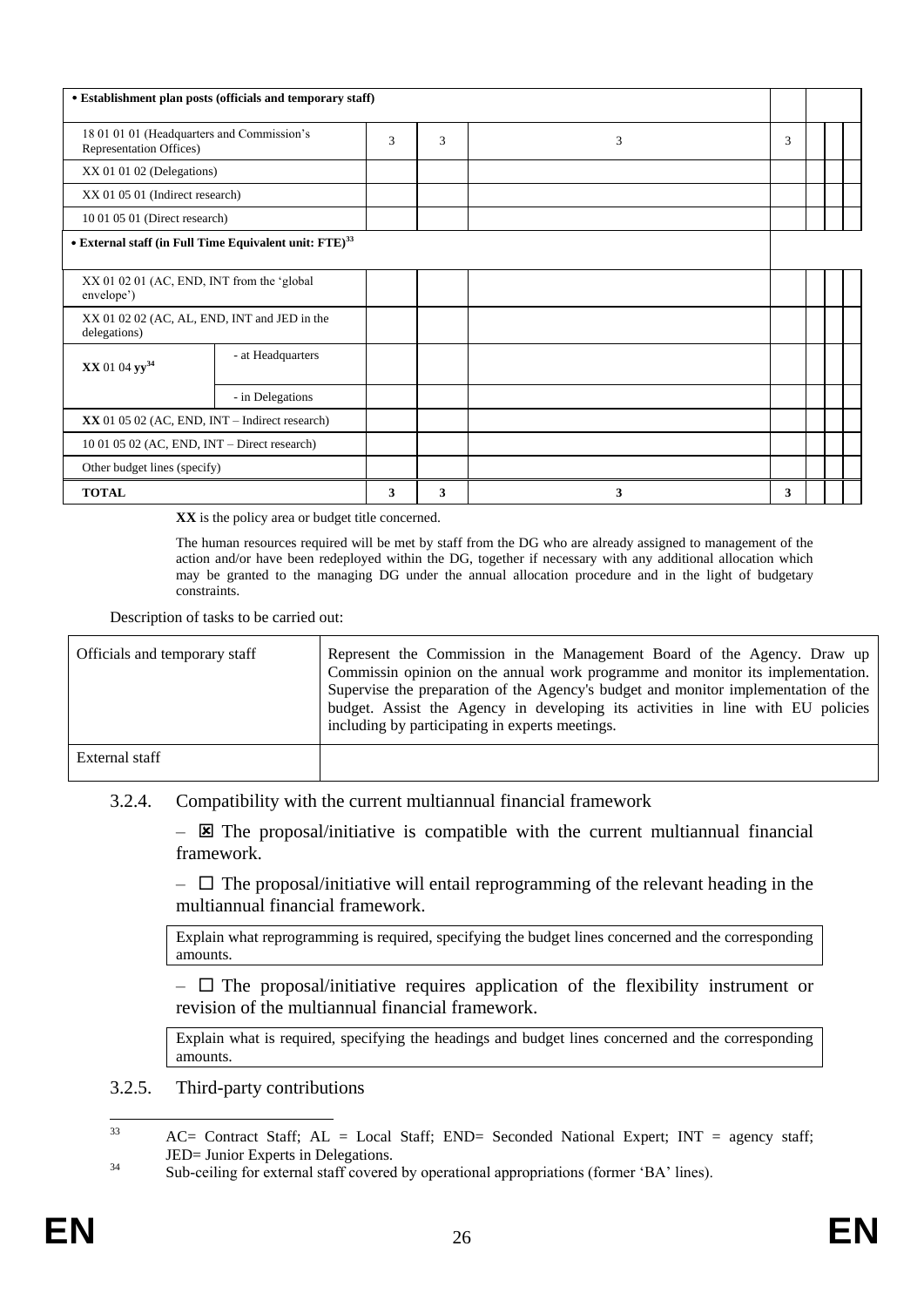| • Establishment plan posts (officials and temporary staff) | | | | | | | | |
|---|---|---|---|---|---|---|---|---|
| 18 01 01 01 (Headquarters and Commission's Representation Offices) | | 3 | 3 | 3 | 3 | | | |
| XX 01 01 02 (Delegations) | | | | | | | | |
| XX 01 05 01 (Indirect research) | | | | | | | | |
| 10 01 05 01 (Direct research) | | | | | | | | |
| • External staff (in Full Time Equivalent unit: FTE)[33] | | | | | | | | |
| XX 01 02 01 (AC, END, INT from the 'global envelope') | | | | | | | | |
| XX 01 02 02 (AC, AL, END, INT and JED in the delegations) | | | | | | | | |
| **XX** 01 04 **yy**[34] | - at Headquarters | | | | | | | |
| | - in Delegations | | | | | | | |
| **XX** 01 05 02 (AC, END, INT – Indirect research) | | | | | | | | |
| 10 01 05 02 (AC, END, INT – Direct research) | | | | | | | | |
| Other budget lines (specify) | | | | | | | | |
| **TOTAL** | | **3** | **3** | **3** | **3** | | | |

**XX** is the policy area or budget title concerned.

The human resources required will be met by staff from the DG who are already assigned to management of the action and/or have been redeployed within the DG, together if necessary with any additional allocation which may be granted to the managing DG under the annual allocation procedure and in the light of budgetary constraints.

Description of tasks to be carried out:

| | |
|---|---|
| Officials and temporary staff | Represent the Commission in the Management Board of the Agency. Draw up Commissin opinion on the annual work programme and monitor its implementation. Supervise the preparation of the Agency's budget and monitor implementation of the budget. Assist the Agency in developing its activities in line with EU policies including by participating in experts meetings. |
| External staff | |

3.2.4. Compatibility with the current multiannual financial framework

– ☒ The proposal/initiative is compatible with the current multiannual financial framework.

– ☐ The proposal/initiative will entail reprogramming of the relevant heading in the multiannual financial framework.

Explain what reprogramming is required, specifying the budget lines concerned and the corresponding amounts.

– ☐ The proposal/initiative requires application of the flexibility instrument or revision of the multiannual financial framework.

Explain what is required, specifying the headings and budget lines concerned and the corresponding amounts.

3.2.5. Third-party contributions

---

[33] AC= Contract Staff; AL = Local Staff; END= Seconded National Expert; INT = agency staff; JED= Junior Experts in Delegations.

[34] Sub-ceiling for external staff covered by operational appropriations (former 'BA' lines).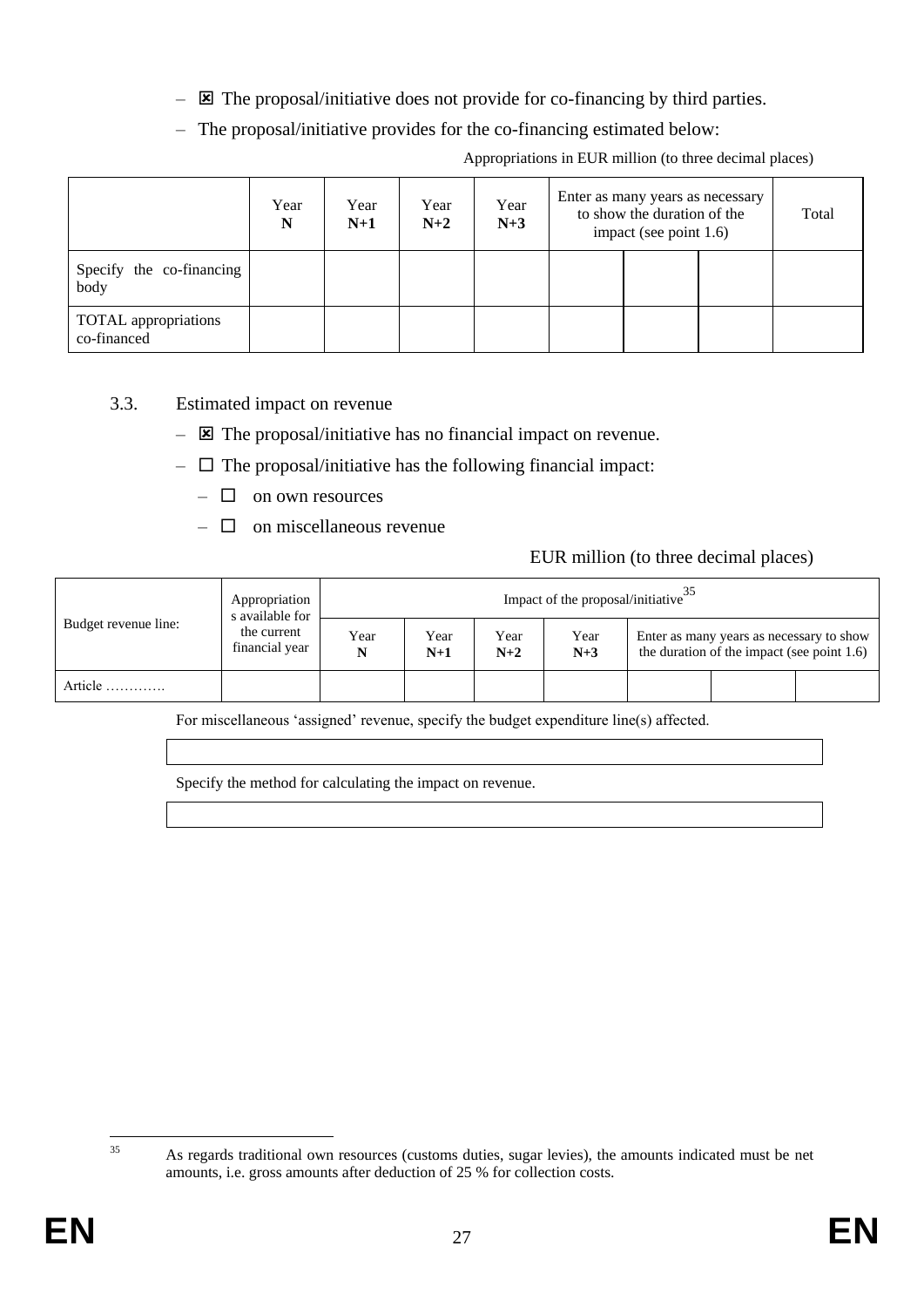– ☒ The proposal/initiative does not provide for co-financing by third parties.

– The proposal/initiative provides for the co-financing estimated below:

Appropriations in EUR million (to three decimal places)

| | Year **N** | Year **N+1** | Year **N+2** | Year **N+3** | Enter as many years as necessary to show the duration of the impact (see point 1.6) | | | Total |
|---|---|---|---|---|---|---|---|---|
| Specify the co-financing body | | | | | | | | |
| TOTAL appropriations co-financed | | | | | | | | |

### 3.3. Estimated impact on revenue

– ☒ The proposal/initiative has no financial impact on revenue.

– ☐ The proposal/initiative has the following financial impact:

– ☐ on own resources

– ☐ on miscellaneous revenue

EUR million (to three decimal places)

| Budget revenue line: | Appropriations available for the current financial year | Impact of the proposal/initiative[35] | | | | | | |
|---|---|---|---|---|---|---|---|---|
| | | Year **N** | Year **N+1** | Year **N+2** | Year **N+3** | Enter as many years as necessary to show the duration of the impact (see point 1.6) | | |
| Article …………. | | | | | | | | |

For miscellaneous 'assigned' revenue, specify the budget expenditure line(s) affected.

| |
|---|
| |

Specify the method for calculating the impact on revenue.

| |
|---|
| |

[35] As regards traditional own resources (customs duties, sugar levies), the amounts indicated must be net amounts, i.e. gross amounts after deduction of 25 % for collection costs.